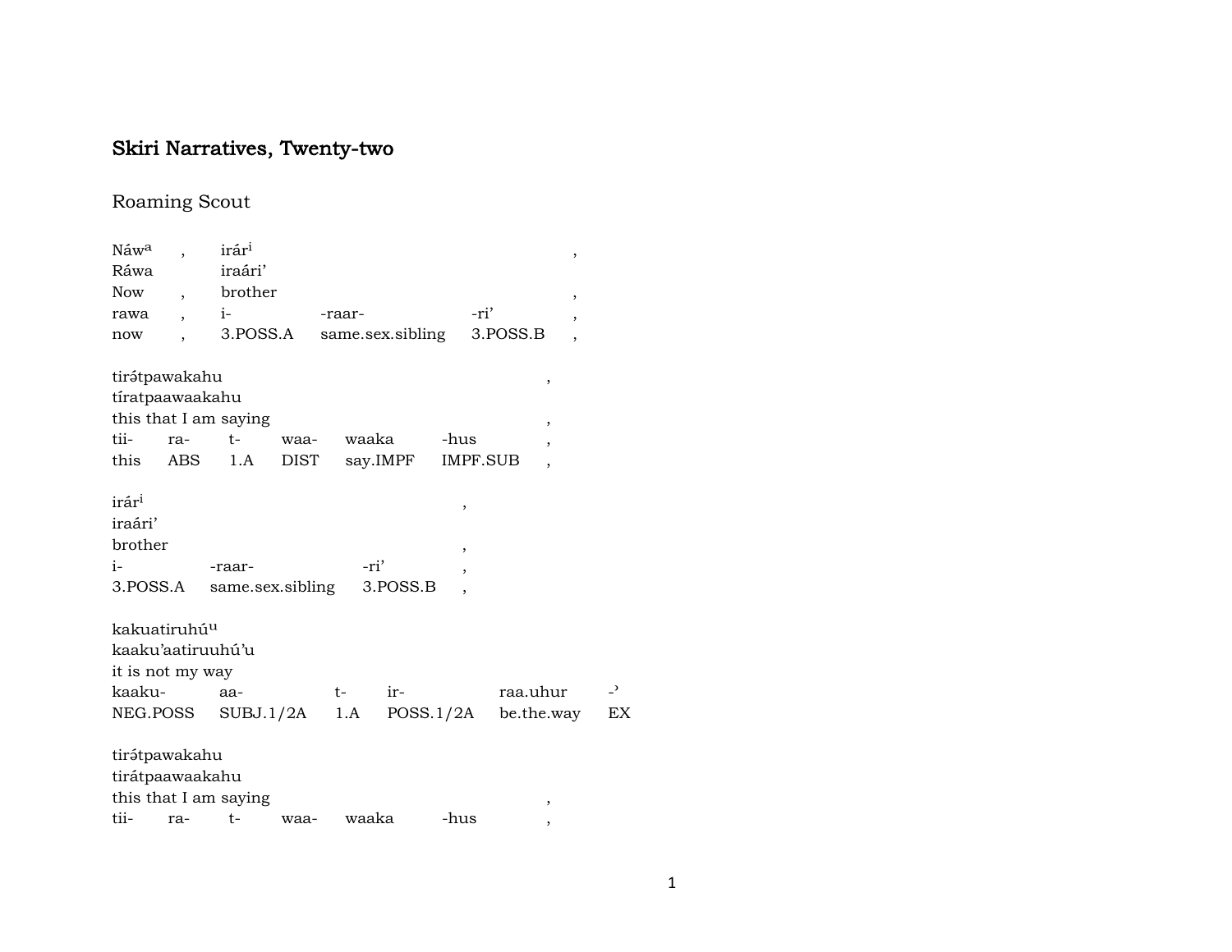# Skiri Narratives, Twenty-two

## Roaming Scout

| Náw[a] | , | irár[i] | | | , |
|---|---|---|---|---|---|
| Ráwa | | iraári’ | | | |
| Now | , | brother | | | , |
| rawa | , | i- | -raar- | -ri’ | , |
| now | , | 3.POSS.A | same.sex.sibling | 3.POSS.B | , |

| tirə́tpawakahu | | | | | | , |
|---|---|---|---|---|---|---|
| tíratpaawaakahu | | | | | | |
| this that I am saying | | | | | | , |
| tii- | ra- | t- | waa- | waaka | -hus | , |
| this | ABS | 1.A | DIST | say.IMPF | IMPF.SUB | , |

| irár[i] | | | , |
|---|---|---|---|
| iraári’ | | | |
| brother | | | , |
| i- | -raar- | -ri’ | , |
| 3.POSS.A | same.sex.sibling | 3.POSS.B | , |

| kakuatiruhú[u] | | | | | |
|---|---|---|---|---|---|
| kaaku’aatiruuhú’u | | | | | |
| it is not my way | | | | | |
| kaaku- | aa- | t- | ir- | raa.uhur | -’ |
| NEG.POSS | SUBJ.1/2A | 1.A | POSS.1/2A | be.the.way | EX |

| tirə́tpawakahu | | | | | | |
|---|---|---|---|---|---|---|
| tirátpaawaakahu | | | | | | |
| this that I am saying | | | | | | , |
| tii- | ra- | t- | waa- | waaka | -hus | , |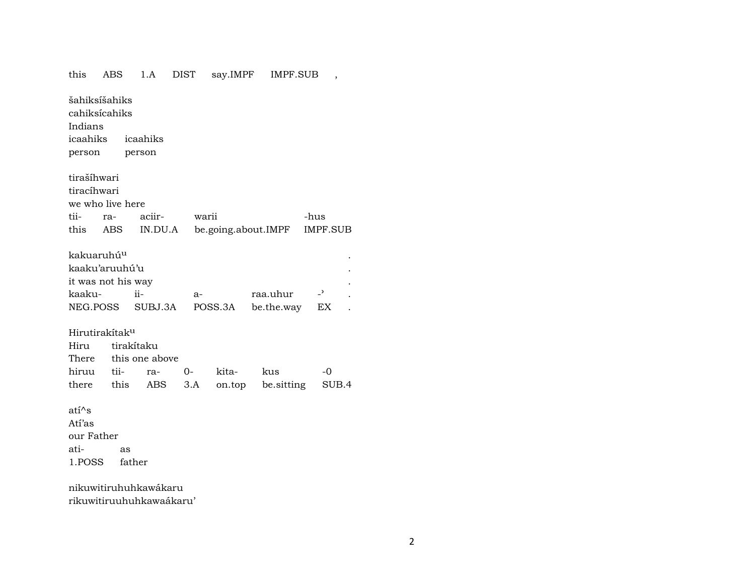this ABS 1.A DIST say.IMPF IMPF.SUB ,

šahiksíšahiks
cahiksícahiks
Indians
icaahiks icaahiks
person person

tirašíhwari
tiracíhwari
we who live here

| tii- | ra- | aciir- | warii | -hus |
|---|---|---|---|---|
| this | ABS | IN.DU.A | be.going.about.IMPF | IMPF.SUB |

kakuaruhú^u .
kaaku'aruuhú'u .
it was not his way .

| kaaku- | ii- | a- | raa.uhur | -' | . |
|---|---|---|---|---|---|
| NEG.POSS | SUBJ.3A | POSS.3A | be.the.way | EX | . |

Hirutirakítak^u
Hiru tirakítaku
There this one above

| hiruu | tii- | ra- | 0- | kita- | kus | -0 |
|---|---|---|---|---|---|---|
| there | this | ABS | 3.A | on.top | be.sitting | SUB.4 |

atí^s
Atí'as
our Father

| ati- | as |
|---|---|
| 1.POSS | father |

nikuwitiruhuhkawákaru
rikuwitiruuhuhkawaákaru'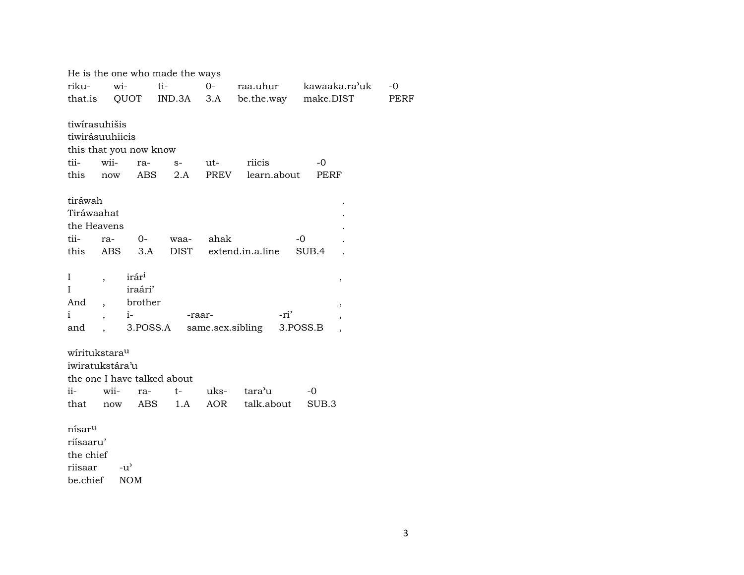He is the one who made the ways

| riku- | wi- | ti- | 0- | raa.uhur | kawaaka.ra'uk | -0 |
|---|---|---|---|---|---|---|
| that.is | QUOT | IND.3A | 3.A | be.the.way | make.DIST | PERF |

tiwírasuhišis
tiwirásuuhiicis
this that you now know

| tii- | wii- | ra- | s- | ut- | riicis | -0 |
|---|---|---|---|---|---|---|
| this | now | ABS | 2.A | PREV | learn.about | PERF |

tiráwah .
Tiráwaahat .
the Heavens .

| tii- | ra- | 0- | waa- | ahak | -0 | . |
|---|---|---|---|---|---|---|
| this | ABS | 3.A | DIST | extend.in.a.line | SUB.4 | . |

I , irár[i] ,
I iraári'
And , brother ,

| i | , | i- | -raar- | -ri' | , |
|---|---|---|---|---|---|
| and | , | 3.POSS.A | same.sex.sibling | 3.POSS.B | , |

wíritukstara[u]
iwiratukstára'u
the one I have talked about

| ii- | wii- | ra- | t- | uks- | tara'u | -0 |
|---|---|---|---|---|---|---|
| that | now | ABS | 1.A | AOR | talk.about | SUB.3 |

nísar[u]
riísaaru'
the chief

| riisaar | -u' |
|---|---|
| be.chief | NOM |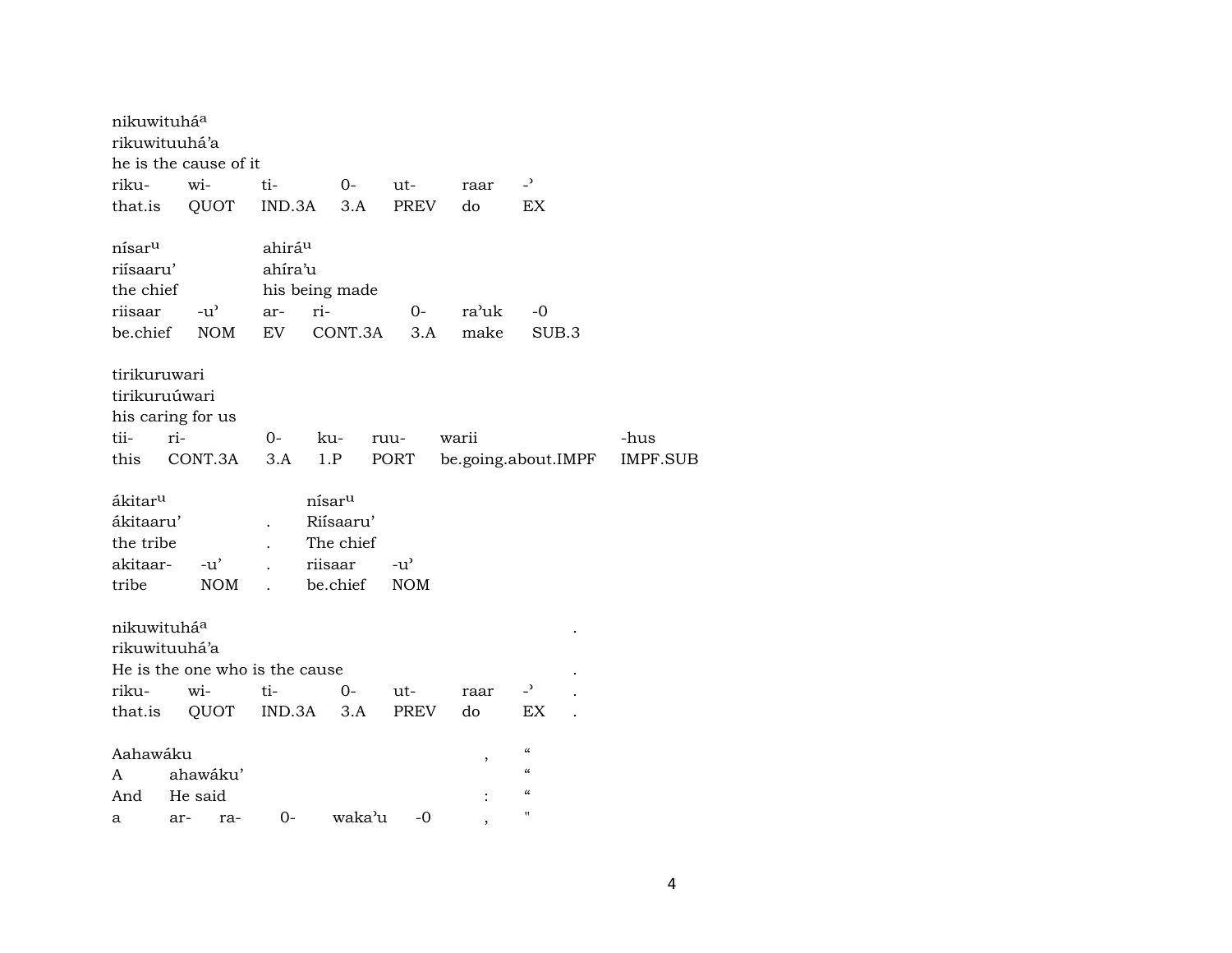nikuwituhá$^{a}$
rikuwituuhá'a
he is the cause of it

| riku- | wi- | ti- | 0- | ut- | raar | -' |
|---|---|---|---|---|---|---|
| that.is | QUOT | IND.3A | 3.A | PREV | do | EX |

nísar$^{u}$ ahirá$^{u}$
riísaaru' ahíra'u
the chief his being made

| riisaar | -u' | ar- | ri- | 0- | ra'uk | -0 |
|---|---|---|---|---|---|---|
| be.chief | NOM | EV | CONT.3A | 3.A | make | SUB.3 |

tirikuruwari
tirikuruúwari
his caring for us

| tii- | ri- | 0- | ku- | ruu- | warii | -hus |
|---|---|---|---|---|---|---|
| this | CONT.3A | 3.A | 1.P | PORT | be.going.about.IMPF | IMPF.SUB |

ákitar$^{u}$ nísar$^{u}$
ákitaaru' . Riísaaru'
the tribe . The chief

| akitaar- | -u' | . | riisaar | -u' |
|---|---|---|---|---|
| tribe | NOM | . | be.chief | NOM |

nikuwituhá$^{a}$ .
rikuwituuhá'a
He is the one who is the cause .

| riku- | wi- | ti- | 0- | ut- | raar | -' | . |
|---|---|---|---|---|---|---|---|
| that.is | QUOT | IND.3A | 3.A | PREV | do | EX | . |

Aahawáku , “
A ahawáku' “
And He said : “

| a | ar- | ra- | 0- | waka'u | -0 | , | " |
|---|---|---|---|---|---|---|---|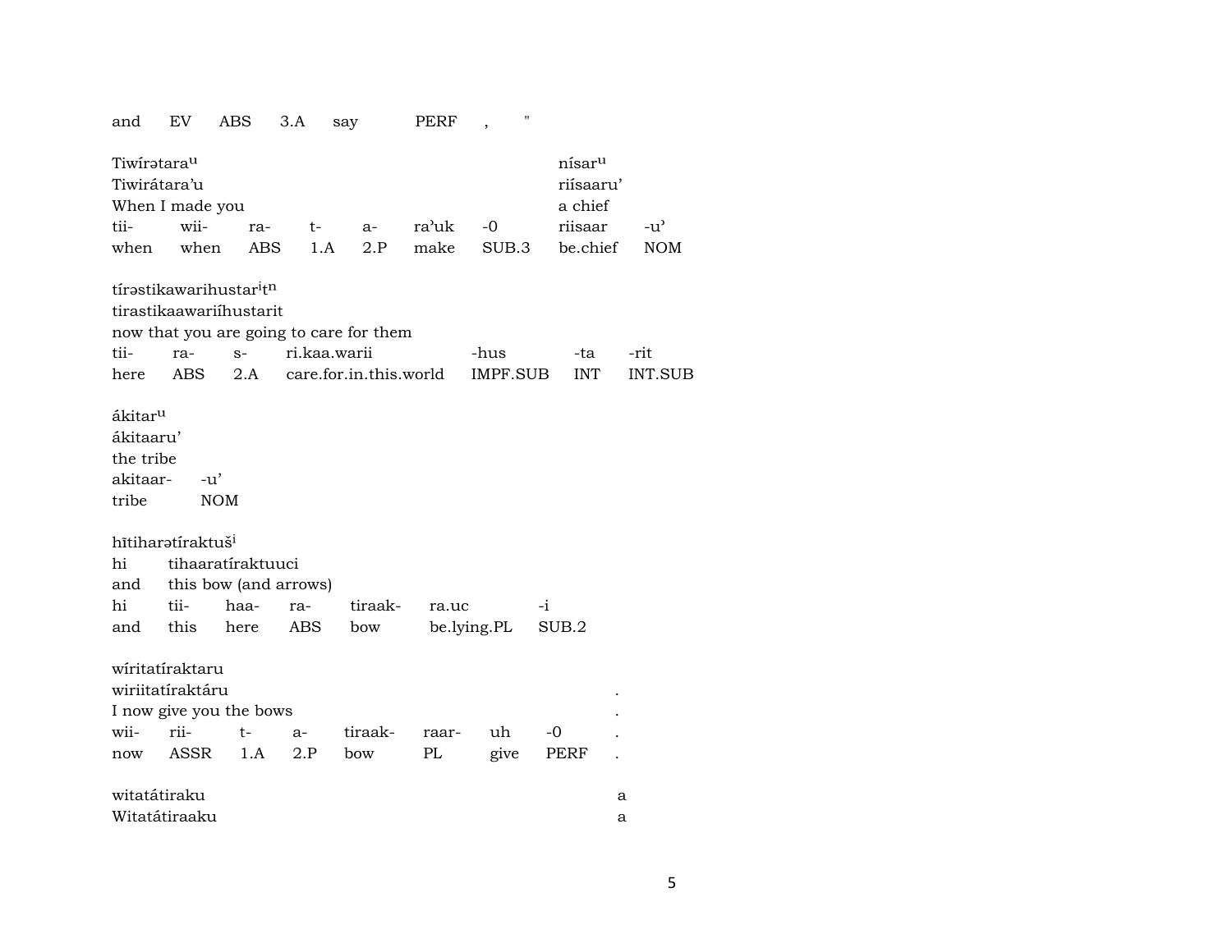and EV ABS 3.A say PERF , "

Tiwírətara$^{u}$ nísar$^{u}$
Tiwirátara'u riísaaru'
When I made you a chief

| tii- | wii- | ra- | t- | a- | ra'uk | -0 | riisaar | -u' |
|---|---|---|---|---|---|---|---|---|
| when | when | ABS | 1.A | 2.P | make | SUB.3 | be.chief | NOM |

tírəstikawarihustar$^{i}$t$^{n}$
tirastikaawariíhustarit
now that you are going to care for them

| tii- | ra- | s- | ri.kaa.warii | -hus | -ta | -rit |
|---|---|---|---|---|---|---|
| here | ABS | 2.A | care.for.in.this.world | IMPF.SUB | INT | INT.SUB |

ákitar$^{u}$
ákitaaru'
the tribe

| akitaar- | -u' |
|---|---|
| tribe | NOM |

hītiharətíraktuš$^{i}$
hi tihaaratíraktuuci
and this bow (and arrows)

| hi | tii- | haa- | ra- | tiraak- | ra.uc | -i |
|---|---|---|---|---|---|---|
| and | this | here | ABS | bow | be.lying.PL | SUB.2 |

wíritatíraktaru
wiriitatíraktáru .
I now give you the bows .

| wii- | rii- | t- | a- | tiraak- | raar- | uh | -0 | . |
|---|---|---|---|---|---|---|---|---|
| now | ASSR | 1.A | 2.P | bow | PL | give | PERF | . |

witatátiraku a
Witatátiraaku a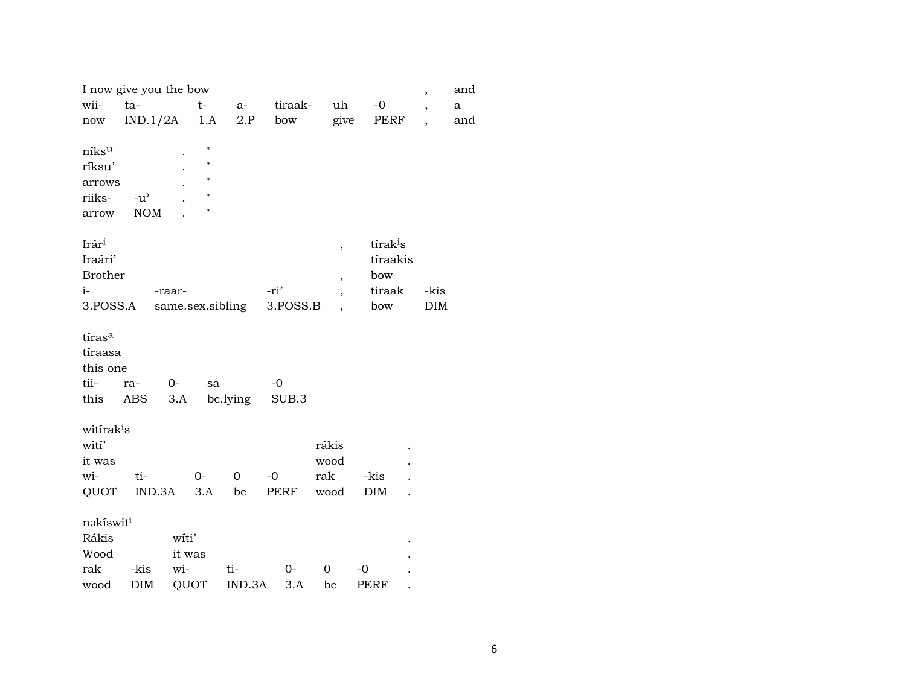| I now give you the bow | | | | | | | , | and |
|---|---|---|---|---|---|---|---|---|
| wii- | ta- | t- | a- | tiraak- | uh | -0 | , | a |
| now | IND.1/2A | 1.A | 2.P | bow | give | PERF | , | and |

| níks[u] | | . | " |
|---|---|---|---|
| ríksu’ | | . | " |
| arrows | | . | " |
| riiks- | -u’ | . | " |
| arrow | NOM | . | " |

| Irár[i] | | | , | tírak[i]s | |
|---|---|---|---|---|---|
| Iraári’ | | | | tíraakis | |
| Brother | | | , | bow | |
| i- | -raar- | -ri’ | , | tiraak | -kis |
| 3.POSS.A | same.sex.sibling | 3.POSS.B | , | bow | DIM |

| tíras[a] | | | | |
|---|---|---|---|---|
| tíraasa | | | | |
| this one | | | | |
| tii- | ra- | 0- | sa | -0 |
| this | ABS | 3.A | be.lying | SUB.3 |

| witírak[i]s | | | | | | | |
|---|---|---|---|---|---|---|---|
| wití’ | | | | | rákis | | . |
| it was | | | | | wood | | . |
| wi- | ti- | 0- | 0 | -0 | rak | -kis | . |
| QUOT | IND.3A | 3.A | be | PERF | wood | DIM | . |

| nəkíswit[i] | | | | | | | |
|---|---|---|---|---|---|---|---|
| Rákis | | wíti’ | | | | | . |
| Wood | | it was | | | | | . |
| rak | -kis | wi- | ti- | 0- | 0 | -0 | . |
| wood | DIM | QUOT | IND.3A | 3.A | be | PERF | . |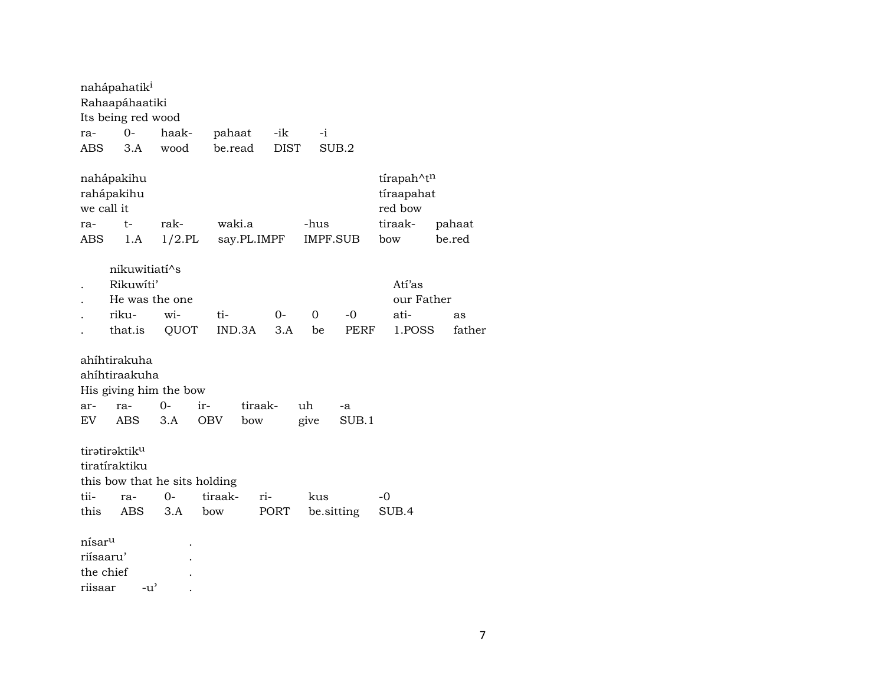nahápahatik[i]
Rahaapáhaatiki
Its being red wood

| ra- | 0- | haak- | pahaat | -ik | -i |
|---|---|---|---|---|---|
| ABS | 3.A | wood | be.read | DIST | SUB.2 |

nahápakihu
rahápakihu
we call it

| ra- | t- | rak- | waki.a | -hus |
|---|---|---|---|---|
| ABS | 1.A | 1/2.PL | say.PL.IMPF | IMPF.SUB |

tírapah^t[n]
tíraapahat
red bow

| tiraak- | pahaat |
|---|---|
| bow | be.red |

nikuwitiatí^s
. Rikuwíti'
. He was the one

| . | riku- | wi- | ti- | 0- | 0 | -0 |
|---|---|---|---|---|---|---|
| . | that.is | QUOT | IND.3A | 3.A | be | PERF |

Atí'as
our Father

| ati- | as |
|---|---|
| 1.POSS | father |

ahíhtirakuha
ahíhtiraakuha
His giving him the bow

| ar- | ra- | 0- | ir- | tiraak- | uh | -a |
|---|---|---|---|---|---|---|
| EV | ABS | 3.A | OBV | bow | give | SUB.1 |

tirətirəktik[u]
tiratíraktiku
this bow that he sits holding

| tii- | ra- | 0- | tiraak- | ri- | kus | -0 |
|---|---|---|---|---|---|---|
| this | ABS | 3.A | bow | PORT | be.sitting | SUB.4 |

nísar[u] .
riísaaru' .
the chief .

| riisaar | -u' | . |
|---|---|---|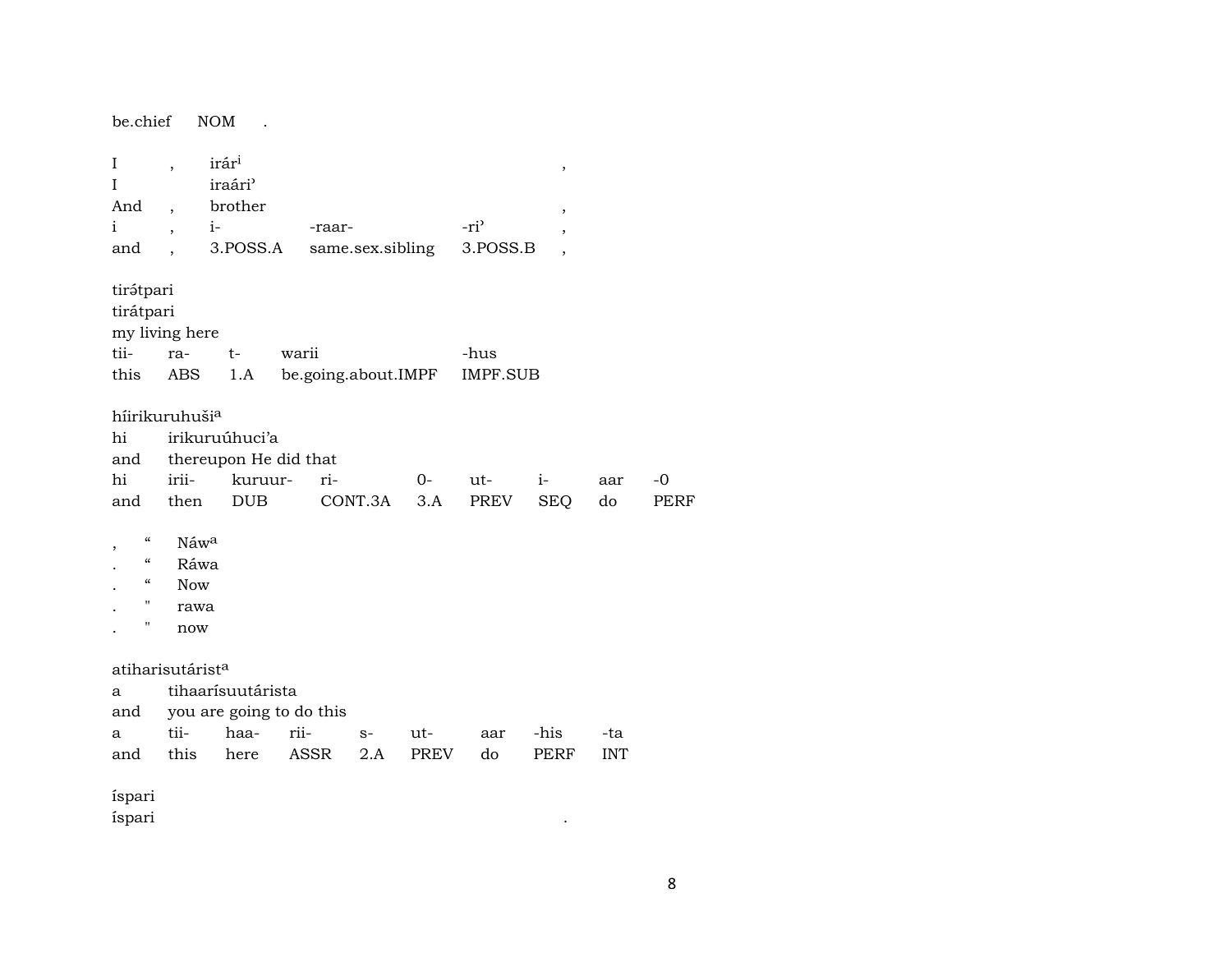| be.chief | NOM | . |
|---|---|---|

| I | , | irár[i] | | | , |
|---|---|---|---|---|---|
| I | | iraári’ | | | |
| And | , | brother | | | , |
| i | , | i- | -raar- | -ri’ | , |
| and | , | 3.POSS.A | same.sex.sibling | 3.POSS.B | , |

| tirátpari | | | | |
|---|---|---|---|---|
| tirátpari | | | | |
| my living here | | | | |
| tii- | ra- | t- | warii | -hus |
| this | ABS | 1.A | be.going.about.IMPF | IMPF.SUB |

| híirikuruhuši[a] | | | | | | | | |
|---|---|---|---|---|---|---|---|---|
| hi | irikuruúhuci’a | | | | | | | |
| and | thereupon He did that | | | | | | | |
| hi | irii- | kuruur- | ri- | 0- | ut- | i- | aar | -0 |
| and | then | DUB | CONT.3A | 3.A | PREV | SEQ | do | PERF |

| , | “ | Náw[a] |
|---|---|---|
| . | “ | Ráwa |
| . | “ | Now |
| . | " | rawa |
| . | " | now |

| atiharisutárist[a] | | | | | | | | |
|---|---|---|---|---|---|---|---|---|
| a | tihaarísuutárista | | | | | | | |
| and | you are going to do this | | | | | | | |
| a | tii- | haa- | rii- | s- | ut- | aar | -his | -ta |
| and | this | here | ASSR | 2.A | PREV | do | PERF | INT |

| íspari | |
|---|---|
| íspari | . |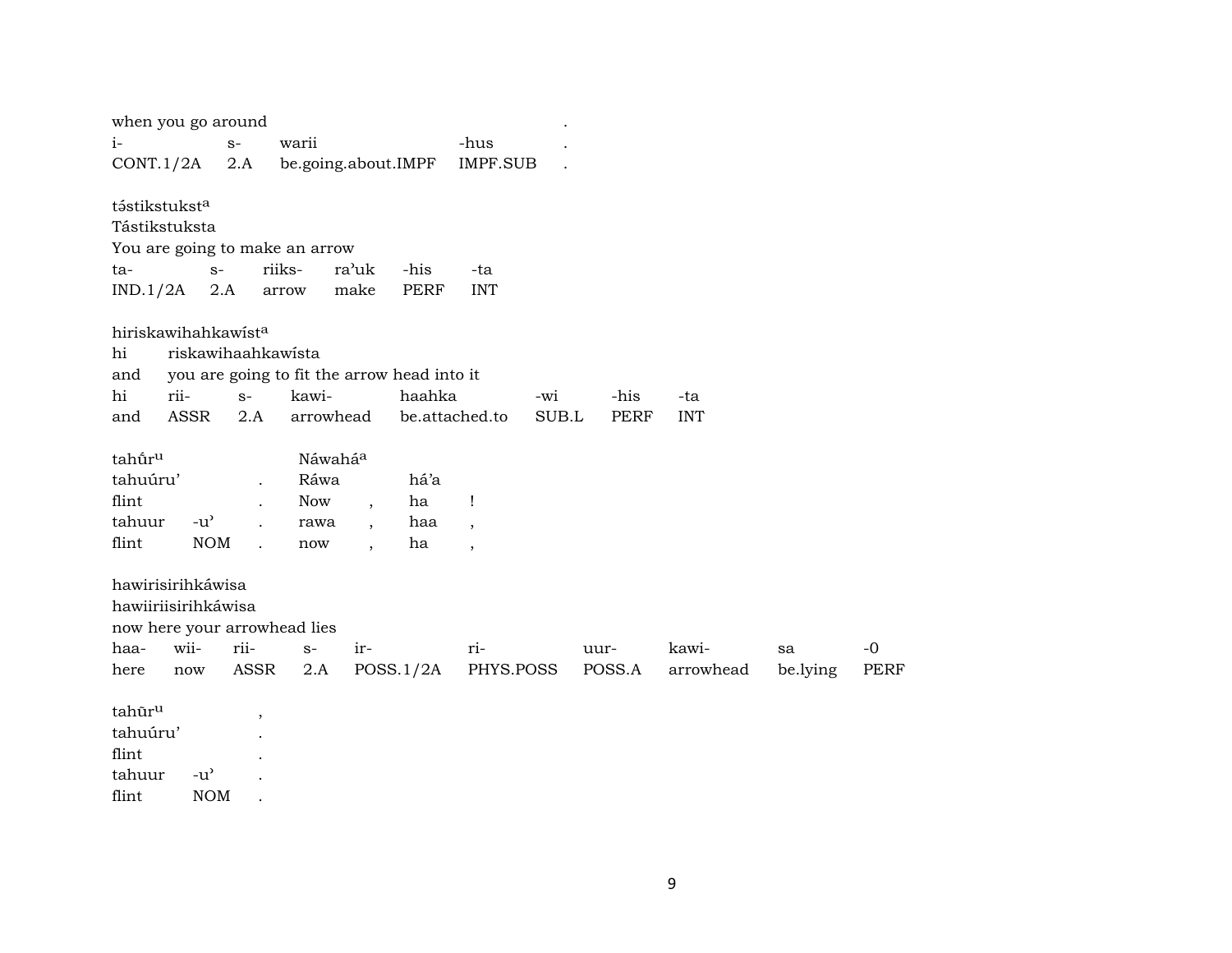when you go around .
| i- | s- | warii | -hus | . |
|---|---|---|---|---|
| CONT.1/2A | 2.A | be.going.about.IMPF | IMPF.SUB | . |

tástikstukst[a]
Tástikstuksta
You are going to make an arrow

| ta- | s- | riiks- | ra'uk | -his | -ta |
|---|---|---|---|---|---|
| IND.1/2A | 2.A | arrow | make | PERF | INT |

hiriskawihahkawíst[a]
hi riskawihaahkawísta
and you are going to fit the arrow head into it

| hi | rii- | s- | kawi- | haahka | -wi | -his | -ta |
|---|---|---|---|---|---|---|---|
| and | ASSR | 2.A | arrowhead | be.attached.to | SUB.L | PERF | INT |

tahűr[u] Náwahá[a]
tahuúru' . Ráwa há'a
flint . Now , ha !

| tahuur | -u' | . | rawa | , | haa | , |
|---|---|---|---|---|---|---|
| flint | NOM | . | now | , | ha | , |

hawirisirihkáwisa
hawiiriisirihkáwisa
now here your arrowhead lies

| haa- | wii- | rii- | s- | ir- | ri- | uur- | kawi- | sa | -0 |
|---|---|---|---|---|---|---|---|---|---|
| here | now | ASSR | 2.A | POSS.1/2A | PHYS.POSS | POSS.A | arrowhead | be.lying | PERF |

tahũr[u] ,
tahuúru' .
flint .

| tahuur | -u' | . |
|---|---|---|
| flint | NOM | . |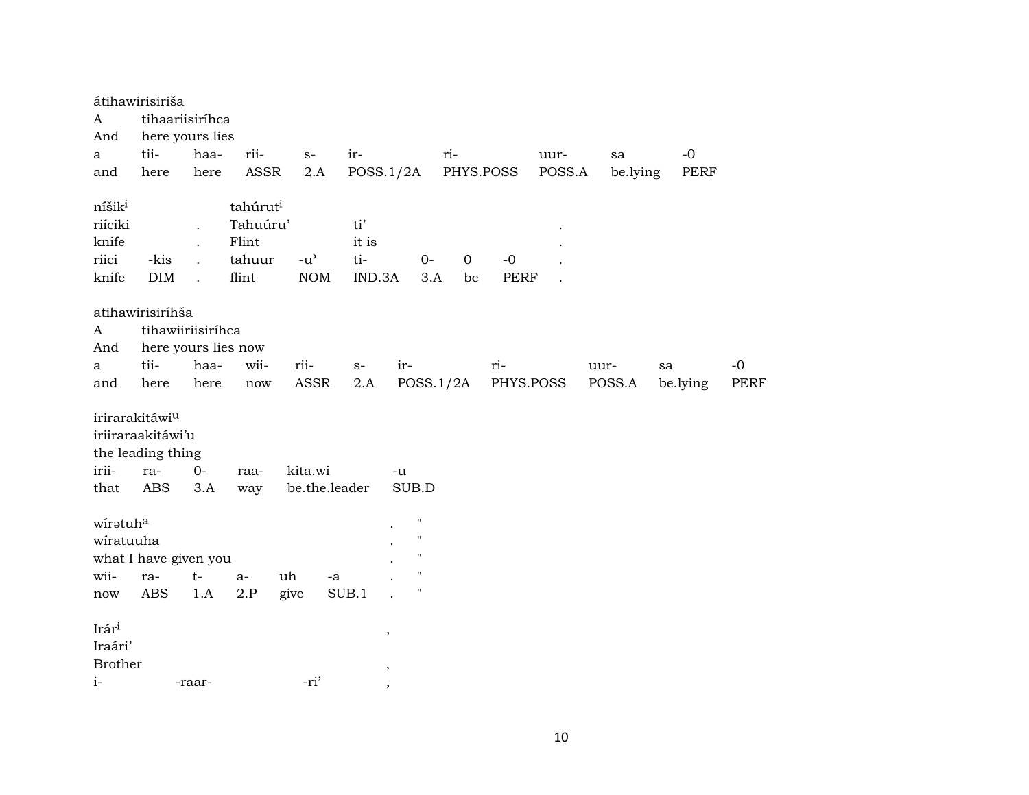átihawirisiriša
A tihaariisiríhca
And here yours lies

| a | tii- | haa- | rii- | s- | ir- | ri- | uur- | sa | -0 |
|---|---|---|---|---|---|---|---|---|---|
| and | here | here | ASSR | 2.A | POSS.1/2A | PHYS.POSS | POSS.A | be.lying | PERF |

níšik[i] tahúrut[i]
riíciki . Tahuúru' ti' .
knife . Flint it is .

| riici | -kis | . | tahuur | -u' | ti- | 0- | 0 | -0 | . |
|---|---|---|---|---|---|---|---|---|---|
| knife | DIM | . | flint | NOM | IND.3A | 3.A | be | PERF | . |

atihawirisiríhša
A tihawiiriisiríhca
And here yours lies now

| a | tii- | haa- | wii- | rii- | s- | ir- | ri- | uur- | sa | -0 |
|---|---|---|---|---|---|---|---|---|---|---|
| and | here | here | now | ASSR | 2.A | POSS.1/2A | PHYS.POSS | POSS.A | be.lying | PERF |

irirarakitáwi[u]
iriiraraakitáwi'u
the leading thing

| irii- | ra- | 0- | raa- | kita.wi | -u |
|---|---|---|---|---|---|
| that | ABS | 3.A | way | be.the.leader | SUB.D |

wírətuh[a] . "
wíratuuha . "
what I have given you . "

| wii- | ra- | t- | a- | uh | -a | . | " |
|---|---|---|---|---|---|---|---|
| now | ABS | 1.A | 2.P | give | SUB.1 | . | " |

Irár[i] ,
Iraári'
Brother ,
i- -raar- -ri' ,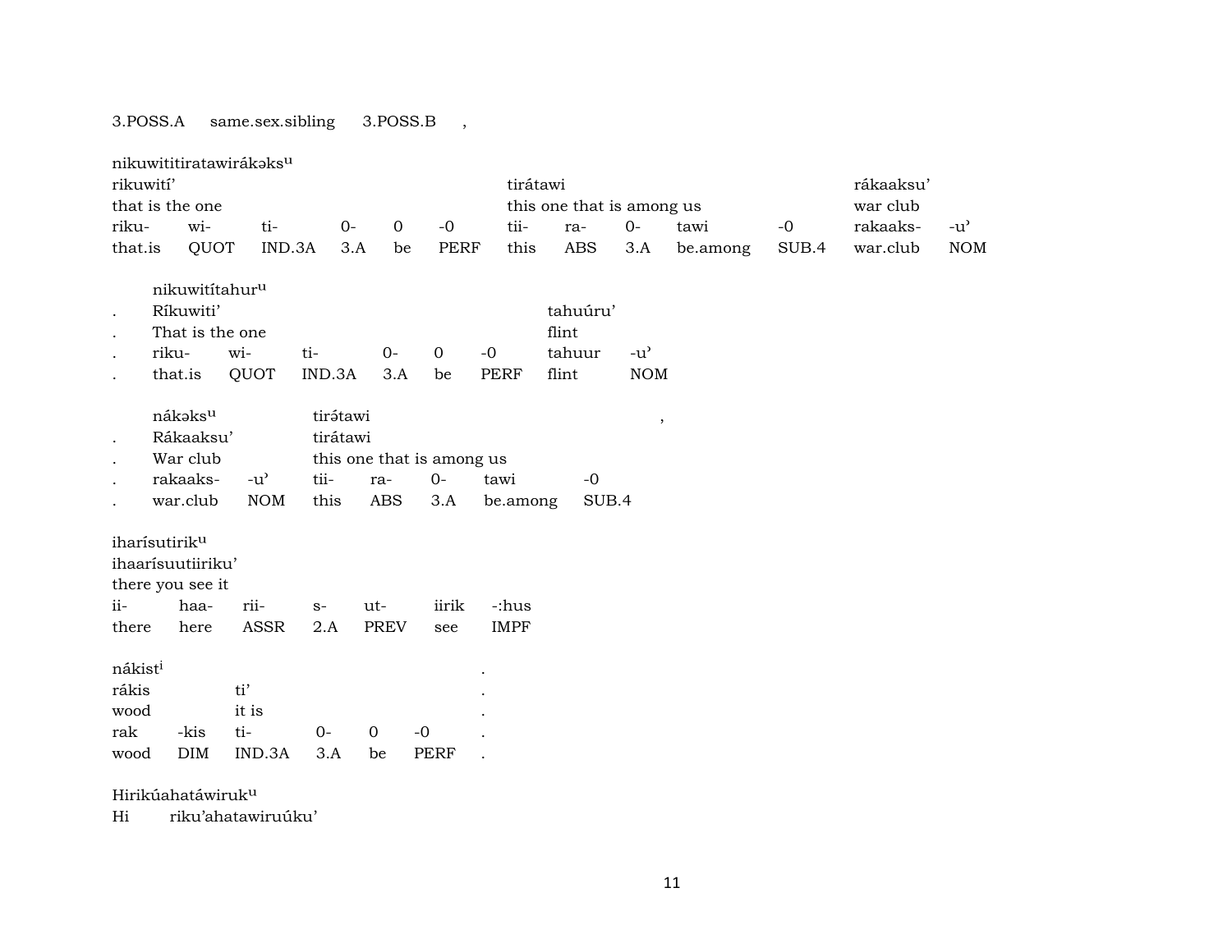3.POSS.A same.sex.sibling 3.POSS.B ,

nikuwititiratawirákəks^u

| rikuwití' | | | | | | tirátawi | | | | | rákaaksu' | |
|---|---|---|---|---|---|---|---|---|---|---|---|---|
| that is the one | | | | | | this one that is among us | | | | | war club | |
| riku- | wi- | ti- | 0- | 0 | -0 | tii- | ra- | 0- | tawi | -0 | rakaaks- | -u' |
| that.is | QUOT | IND.3A | 3.A | be | PERF | this | ABS | 3.A | be.among | SUB.4 | war.club | NOM |

nikuwitítahur^u

| | Ríkuwiti' | | | | | | tahuúru' | |
|---|---|---|---|---|---|---|---|---|
| . | That is the one | | | | | | flint | |
| . | riku- | wi- | ti- | 0- | 0 | -0 | tahuur | -u' |
| . | that.is | QUOT | IND.3A | 3.A | be | PERF | flint | NOM |

nákəks^u tirə́tawi ,

| | Rákaaksu' | | tirátawi | | | | |
|---|---|---|---|---|---|---|---|
| . | War club | | this one that is among us | | | | |
| . | rakaaks- | -u' | tii- | ra- | 0- | tawi | -0 |
| . | war.club | NOM | this | ABS | 3.A | be.among | SUB.4 |

iharísutirik^u

| ihaarísuutiiriku' | | | | | | |
|---|---|---|---|---|---|---|
| there you see it | | | | | | |
| ii- | haa- | rii- | s- | ut- | iirik | -:hus |
| there | here | ASSR | 2.A | PREV | see | IMPF |

nákist^i .

| rákis | | ti' | | | | . |
|---|---|---|---|---|---|---|
| wood | | it is | | | | . |
| rak | -kis | ti- | 0- | 0 | -0 | . |
| wood | DIM | IND.3A | 3.A | be | PERF | . |

Hirikúahatáwiruk^u

Hi riku'ahatawiruúku'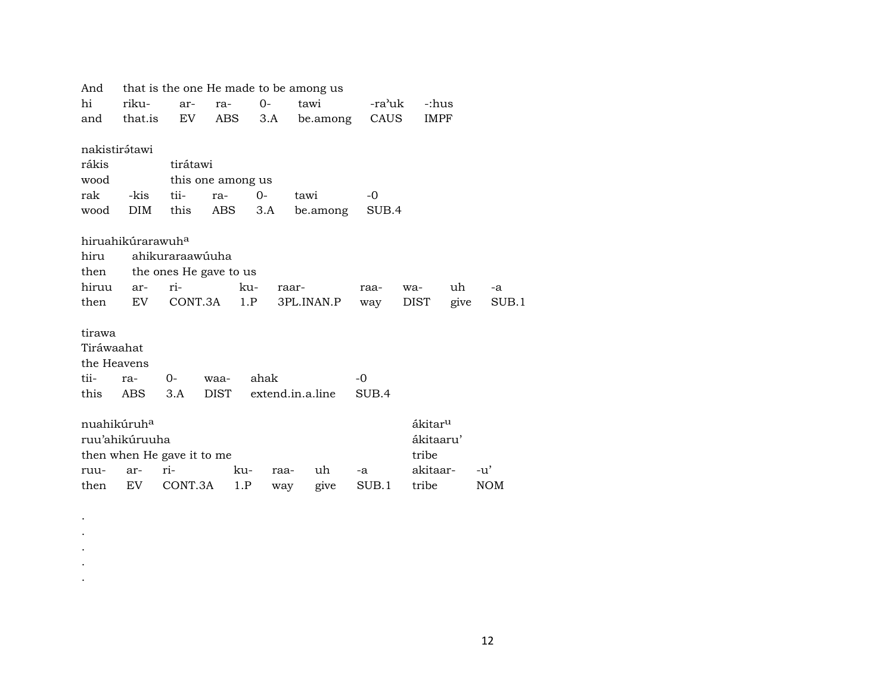And that is the one He made to be among us

| hi | riku- | ar- | ra- | 0- | tawi | -ra'uk | -:hus |
|---|---|---|---|---|---|---|---|
| and | that.is | EV | ABS | 3.A | be.among | CAUS | IMPF |

nakistirə́tawi

rákis tirátawi

wood this one among us

| rak | -kis | tii- | ra- | 0- | tawi | -0 |
|---|---|---|---|---|---|---|
| wood | DIM | this | ABS | 3.A | be.among | SUB.4 |

hiruahikúrarawuh[a]

hiru ahikuraraawúuha

then the ones He gave to us

| hiruu | ar- | ri- | ku- | raar- | raa- | wa- | uh | -a |
|---|---|---|---|---|---|---|---|---|
| then | EV | CONT.3A | 1.P | 3PL.INAN.P | way | DIST | give | SUB.1 |

tirawa

Tiráwaahat

the Heavens

| tii- | ra- | 0- | waa- | ahak | -0 |
|---|---|---|---|---|---|
| this | ABS | 3.A | DIST | extend.in.a.line | SUB.4 |

nuahikúruh[a] ákitar[u]

ruu'ahikúruuha ákitaaru'

then when He gave it to me tribe

| ruu- | ar- | ri- | ku- | raa- | uh | -a | akitaar- | -u' |
|---|---|---|---|---|---|---|---|---|
| then | EV | CONT.3A | 1.P | way | give | SUB.1 | tribe | NOM |

.
.
.
.
.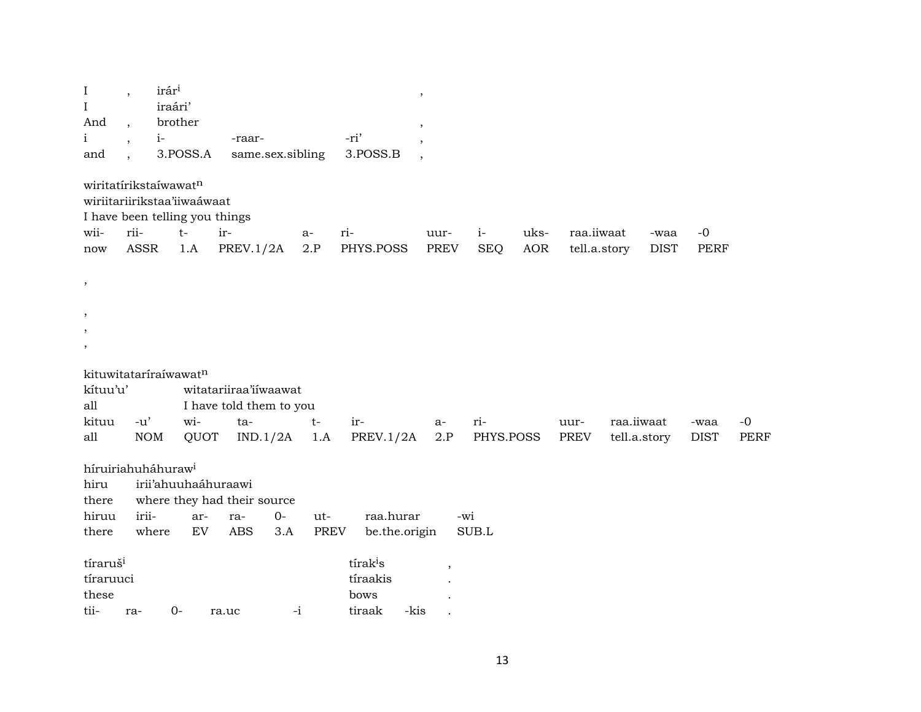| I | , | irár[i] | | | , |
|---|---|---|---|---|---|
| I | | iraári' | | | |
| And | , | brother | | | , |
| i | , | i- | -raar- | -ri' | , |
| and | , | 3.POSS.A | same.sex.sibling | 3.POSS.B | , |

wiritatírikstaíwawat[n]
wiriitariirikstaa'iiwaáwaat
I have been telling you things

| wii- | rii- | t- | ir- | a- | ri- | uur- | i- | uks- | raa.iiwaat | -waa | -0 |
|---|---|---|---|---|---|---|---|---|---|---|---|
| now | ASSR | 1.A | PREV.1/2A | 2.P | PHYS.POSS | PREV | SEQ | AOR | tell.a.story | DIST | PERF |

,

,
,
,

kituwitataríraíwawat[n]

| kítuu'u' | | witatariiraa'iíwaawat | | | | | | | | | |
|---|---|---|---|---|---|---|---|---|---|---|---|
| all | | I have told them to you | | | | | | | | | |
| kituu | -u' | wi- | ta- | t- | ir- | a- | ri- | uur- | raa.iiwaat | -waa | -0 |
| all | NOM | QUOT | IND.1/2A | 1.A | PREV.1/2A | 2.P | PHYS.POSS | PREV | tell.a.story | DIST | PERF |

híruiriahuháhuraw[i]

| hiru | irii'ahuuhaáhuraawi | | | | | | |
|---|---|---|---|---|---|---|---|
| there | where they had their source | | | | | | |
| hiruu | irii- | ar- | ra- | 0- | ut- | raa.hurar | -wi |
| there | where | EV | ABS | 3.A | PREV | be.the.origin | SUB.L |

| tíraruš[i] | | | | | tírak[i]s | | , |
|---|---|---|---|---|---|---|---|
| tíraruuci | | | | | tíraakis | | . |
| these | | | | | bows | | . |
| tii- | ra- | 0- | ra.uc | -i | tiraak | -kis | . |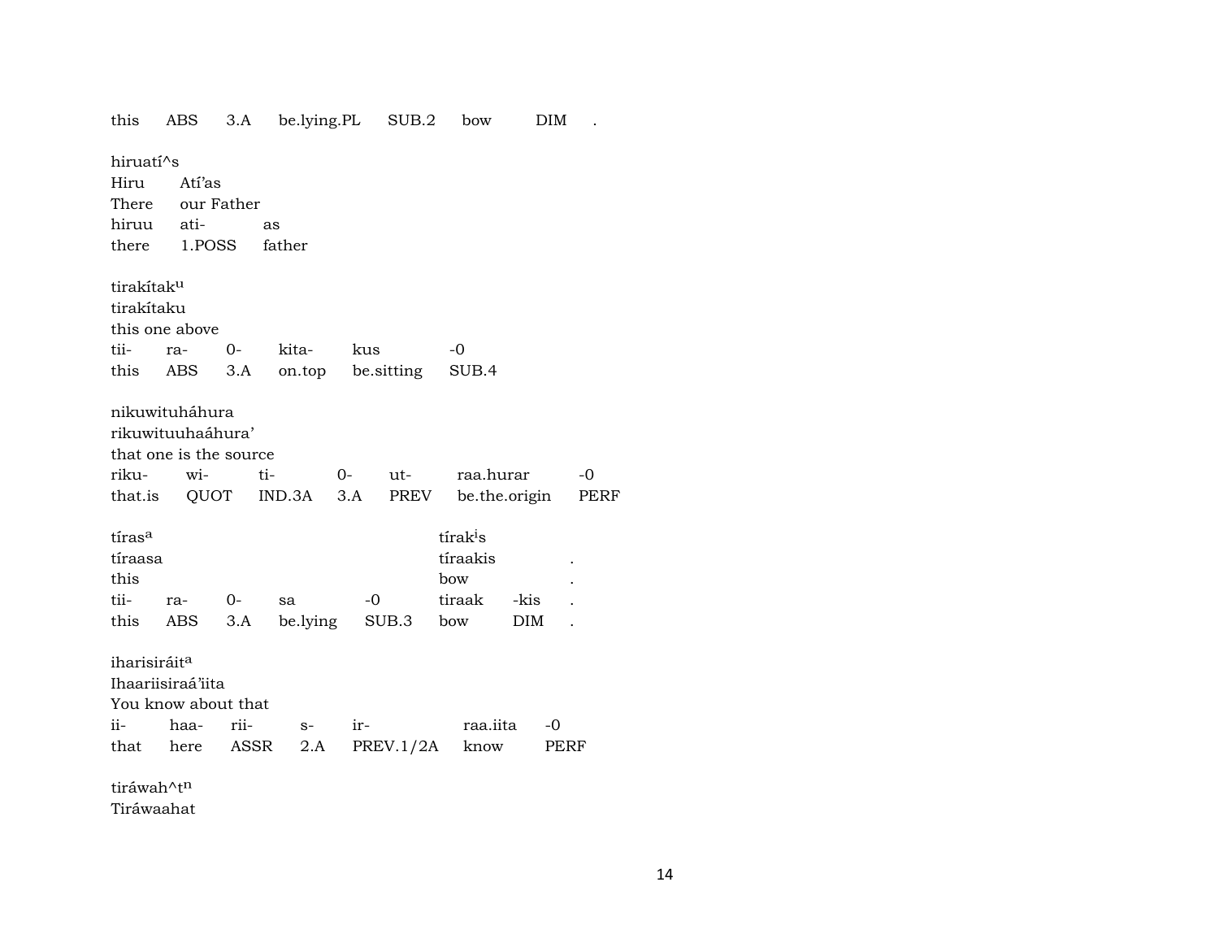| this | ABS | 3.A | be.lying.PL | SUB.2 | bow | DIM | . |
|---|---|---|---|---|---|---|---|

hiruatí^s
Hiru Atí'as
There our Father

| hiruu | ati- | as |
|---|---|---|
| there | 1.POSS | father |

tirakítak[u]
tirakítaku
this one above

| tii- | ra- | 0- | kita- | kus | -0 |
|---|---|---|---|---|---|
| this | ABS | 3.A | on.top | be.sitting | SUB.4 |

nikuwituháhura
rikuwituuhaáhura'
that one is the source

| riku- | wi- | ti- | 0- | ut- | raa.hurar | -0 |
|---|---|---|---|---|---|---|
| that.is | QUOT | IND.3A | 3.A | PREV | be.the.origin | PERF |

| tíras[a] | | | | | tírak[i]s | | |
|---|---|---|---|---|---|---|---|
| tíraasa | | | | | tíraakis | | . |
| this | | | | | bow | | . |
| tii- | ra- | 0- | sa | -0 | tiraak | -kis | . |
| this | ABS | 3.A | be.lying | SUB.3 | bow | DIM | . |

iharisiráit[a]
Ihaariisiraá'iita
You know about that

| ii- | haa- | rii- | s- | ir- | raa.iita | -0 |
|---|---|---|---|---|---|---|
| that | here | ASSR | 2.A | PREV.1/2A | know | PERF |

tiráwah^t[n]
Tiráwaahat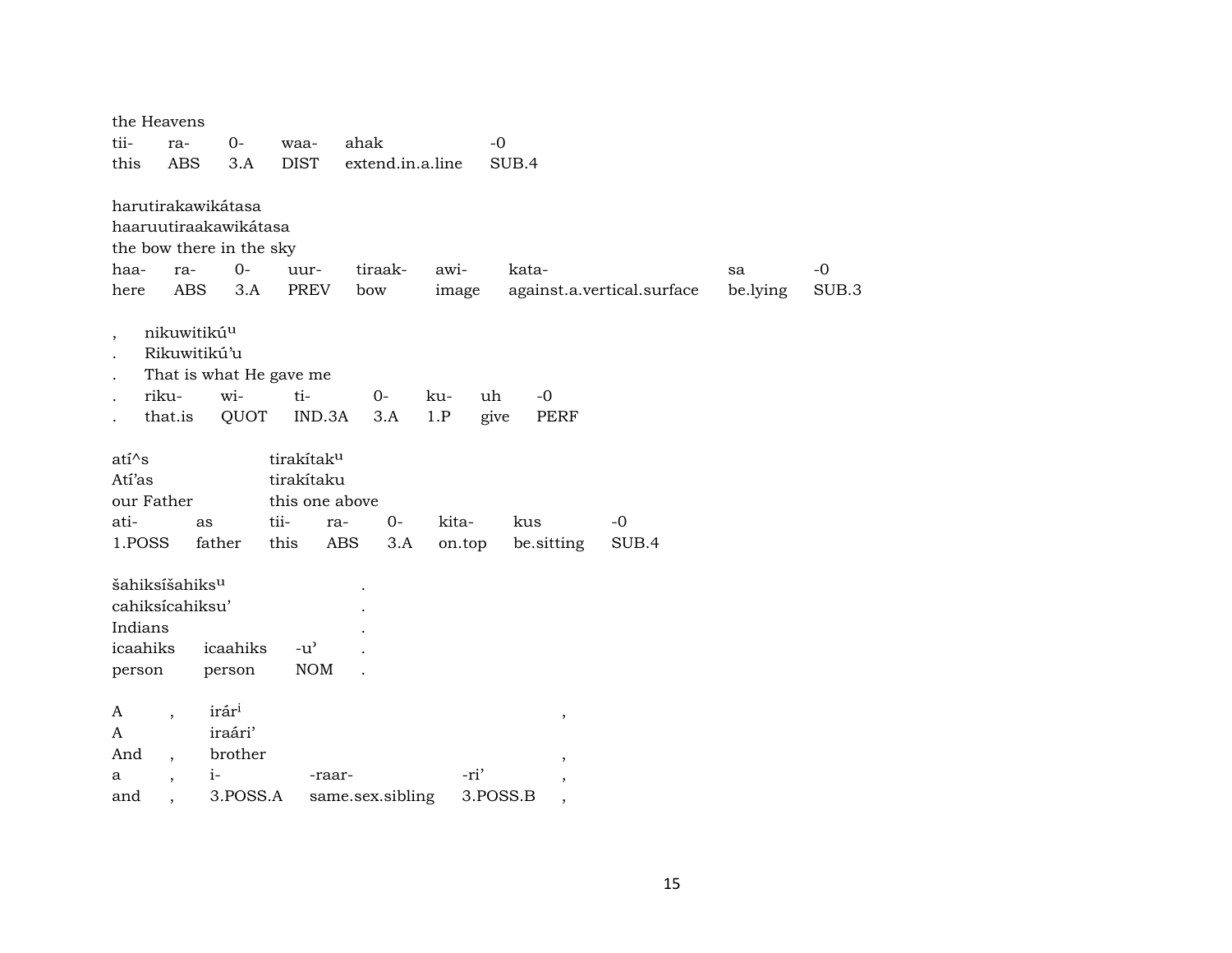the Heavens

| tii- | ra- | 0- | waa- | ahak | -0 |
|---|---|---|---|---|---|
| this | ABS | 3.A | DIST | extend.in.a.line | SUB.4 |

harutirakawikátasa
haaruutiraakawikátasa
the bow there in the sky

| haa- | ra- | 0- | uur- | tiraak- | awi- | kata- | sa | -0 |
|---|---|---|---|---|---|---|---|---|
| here | ABS | 3.A | PREV | bow | image | against.a.vertical.surface | be.lying | SUB.3 |

| , | nikuwitikú[u] | | | | | | |
|---|---|---|---|---|---|---|---|
| . | Rikuwitikú'u | | | | | | |
| . | That is what He gave me | | | | | | |
| . | riku- | wi- | ti- | 0- | ku- | uh | -0 |
| . | that.is | QUOT | IND.3A | 3.A | 1.P | give | PERF |

| atí^s | | tirakítak[u] | | | | | |
|---|---|---|---|---|---|---|---|
| Atí'as | | tirakítaku | | | | | |
| our Father | | this one above | | | | | |
| ati- | as | tii- | ra- | 0- | kita- | kus | -0 |
| 1.POSS | father | this | ABS | 3.A | on.top | be.sitting | SUB.4 |

| šahiksíšahiks[u] | | | . |
|---|---|---|---|
| cahiksícahiksu' | | | . |
| Indians | | | . |
| icaahiks | icaahiks | -u' | . |
| person | person | NOM | . |

| A | , | irár[i] | | | , |
|---|---|---|---|---|---|
| A | | iraári' | | | |
| And | , | brother | | | , |
| a | , | i- | -raar- | -ri' | , |
| and | , | 3.POSS.A | same.sex.sibling | 3.POSS.B | , |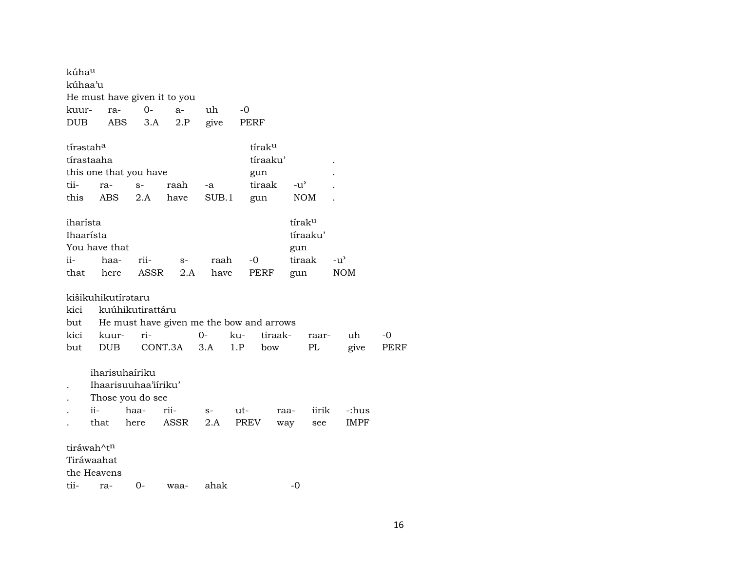kúhaᵘ
kúhaa'u
He must have given it to you

| kuur- | ra- | 0- | a- | uh | -0 |
|---|---|---|---|---|---|
| DUB | ABS | 3.A | 2.P | give | PERF |

tírəstahᵃ tírakᵘ
tírastaaha tíraaku' .
this one that you have gun .

| tii- | ra- | s- | raah | -a | tiraak | -u' | . |
|---|---|---|---|---|---|---|---|
| this | ABS | 2.A | have | SUB.1 | gun | NOM | . |

iharísta tírakᵘ
Ihaarísta tíraaku'
You have that gun

| ii- | haa- | rii- | s- | raah | -0 | tiraak | -u' |
|---|---|---|---|---|---|---|---|
| that | here | ASSR | 2.A | have | PERF | gun | NOM |

kišikuhikutírətaru
kici kuúhikutirattáru
but He must have given me the bow and arrows

| kici | kuur- | ri- | 0- | ku- | tiraak- | raar- | uh | -0 |
|---|---|---|---|---|---|---|---|---|
| but | DUB | CONT.3A | 3.A | 1.P | bow | PL | give | PERF |

iharisuhaíriku
. Ihaarisuuhaa'iíriku'
. Those you do see

| . | ii- | haa- | rii- | s- | ut- | raa- | iirik | -:hus |
|---|---|---|---|---|---|---|---|---|
| . | that | here | ASSR | 2.A | PREV | way | see | IMPF |

tiráwah^tⁿ
Tiráwaahat
the Heavens

| tii- | ra- | 0- | waa- | ahak | -0 |
|---|---|---|---|---|---|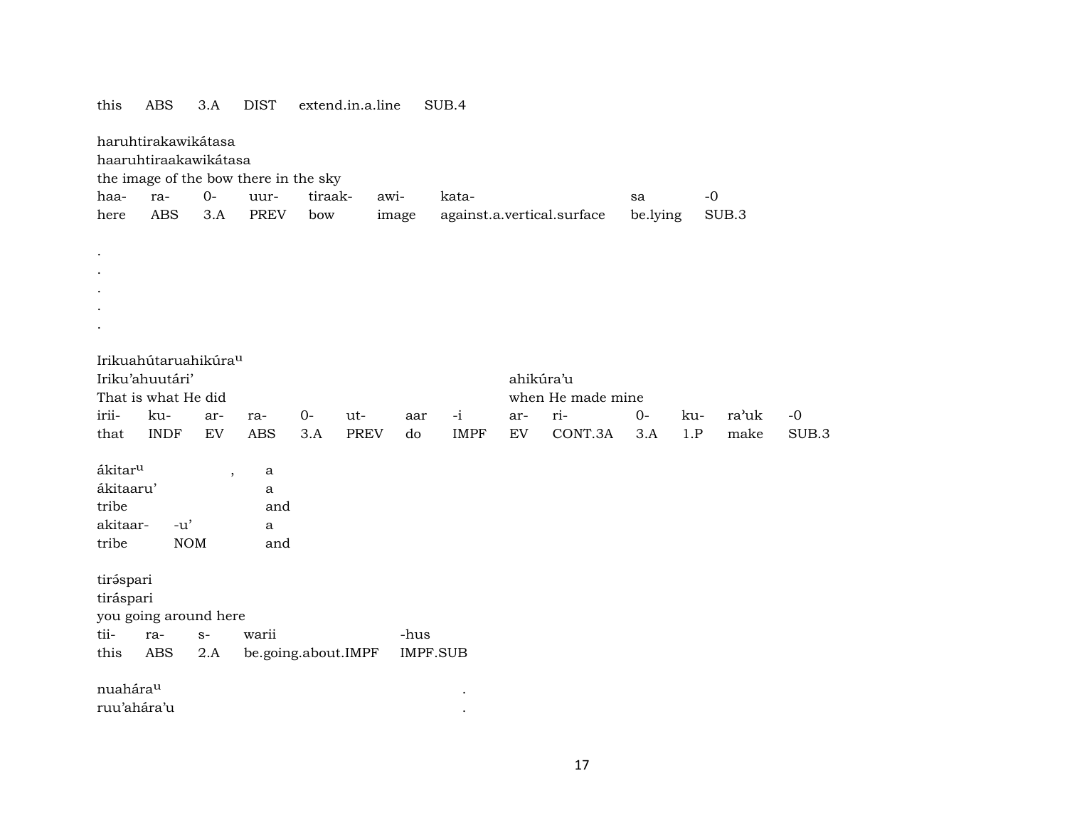| this | ABS | 3.A | DIST | extend.in.a.line | SUB.4 |
|---|---|---|---|---|---|

haruhtirakawikátasa
haaruhtiraakawikátasa
the image of the bow there in the sky

| haa- | ra- | 0- | uur- | tiraak- | awi- | kata- | sa | -0 |
|---|---|---|---|---|---|---|---|---|
| here | ABS | 3.A | PREV | bow | image | against.a.vertical.surface | be.lying | SUB.3 |

.
.
.
.
.

Irikuahútaruahikúra[u]
Iriku'ahuutári' ahikúra'u
That is what He did when He made mine

| irii- | ku- | ar- | ra- | 0- | ut- | aar | -i | ar- | ri- | 0- | ku- | ra'uk | -0 |
|---|---|---|---|---|---|---|---|---|---|---|---|---|---|
| that | INDF | EV | ABS | 3.A | PREV | do | IMPF | EV | CONT.3A | 3.A | 1.P | make | SUB.3 |

ákitar[u] , a
ákitaaru' a
tribe and

| akitaar- | -u' | a |
|---|---|---|
| tribe | NOM | and |

tirə́spari
tiráspari
you going around here

| tii- | ra- | s- | warii | -hus |
|---|---|---|---|---|
| this | ABS | 2.A | be.going.about.IMPF | IMPF.SUB |

nuahára[u] .
ruu'ahára'u .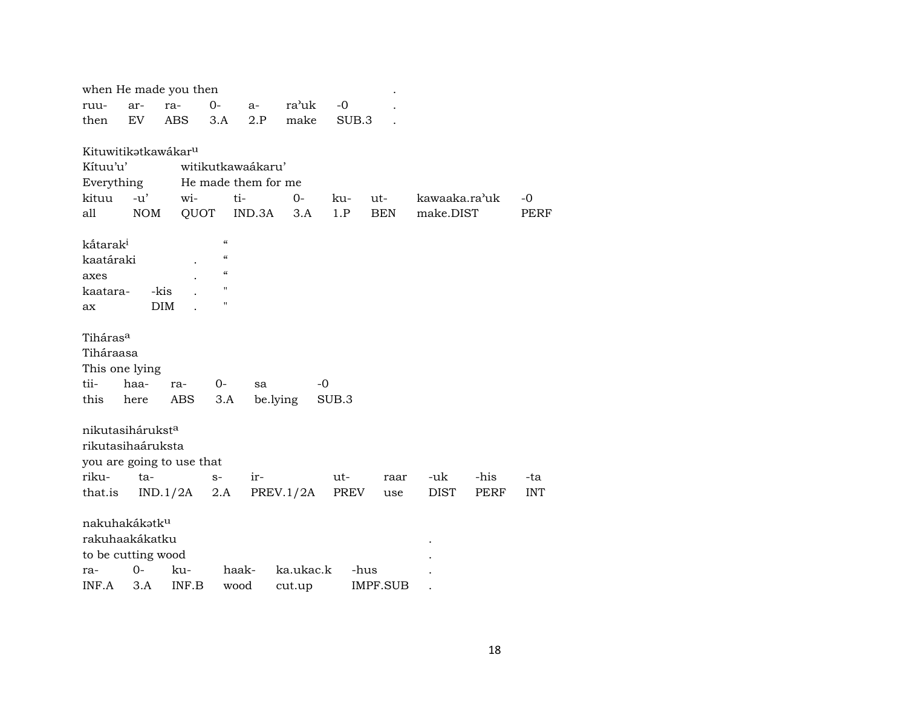when He made you then .

| ruu- | ar- | ra- | 0- | a- | ra’uk | -0 | . |
|---|---|---|---|---|---|---|---|
| then | EV | ABS | 3.A | 2.P | make | SUB.3 | . |

Kituwitikətkawákar^u

Kítuu’u’ witikutkawaákaru’

Everything He made them for me

| kituu | -u’ | wi- | ti- | 0- | ku- | ut- | kawaaka.ra’uk | -0 |
|---|---|---|---|---|---|---|---|---|
| all | NOM | QUOT | IND.3A | 3.A | 1.P | BEN | make.DIST | PERF |

ka̍tarak^i “

kaatáraki . “

axes . “

| kaatara- | -kis | . | " |
|---|---|---|---|
| ax | DIM | . | " |

Tiháras^a

Tiháraasa

This one lying

| tii- | haa- | ra- | 0- | sa | -0 |
|---|---|---|---|---|---|
| this | here | ABS | 3.A | be.lying | SUB.3 |

nikutasihárukst^a

rikutasihaáruksta

you are going to use that

| riku- | ta- | s- | ir- | ut- | raar | -uk | -his | -ta |
|---|---|---|---|---|---|---|---|---|
| that.is | IND.1/2A | 2.A | PREV.1/2A | PREV | use | DIST | PERF | INT |

nakuhakákətk^u

rakuhaakákatku .

to be cutting wood .

| ra- | 0- | ku- | haak- | ka.ukac.k | -hus | . |
|---|---|---|---|---|---|---|
| INF.A | 3.A | INF.B | wood | cut.up | IMPF.SUB | . |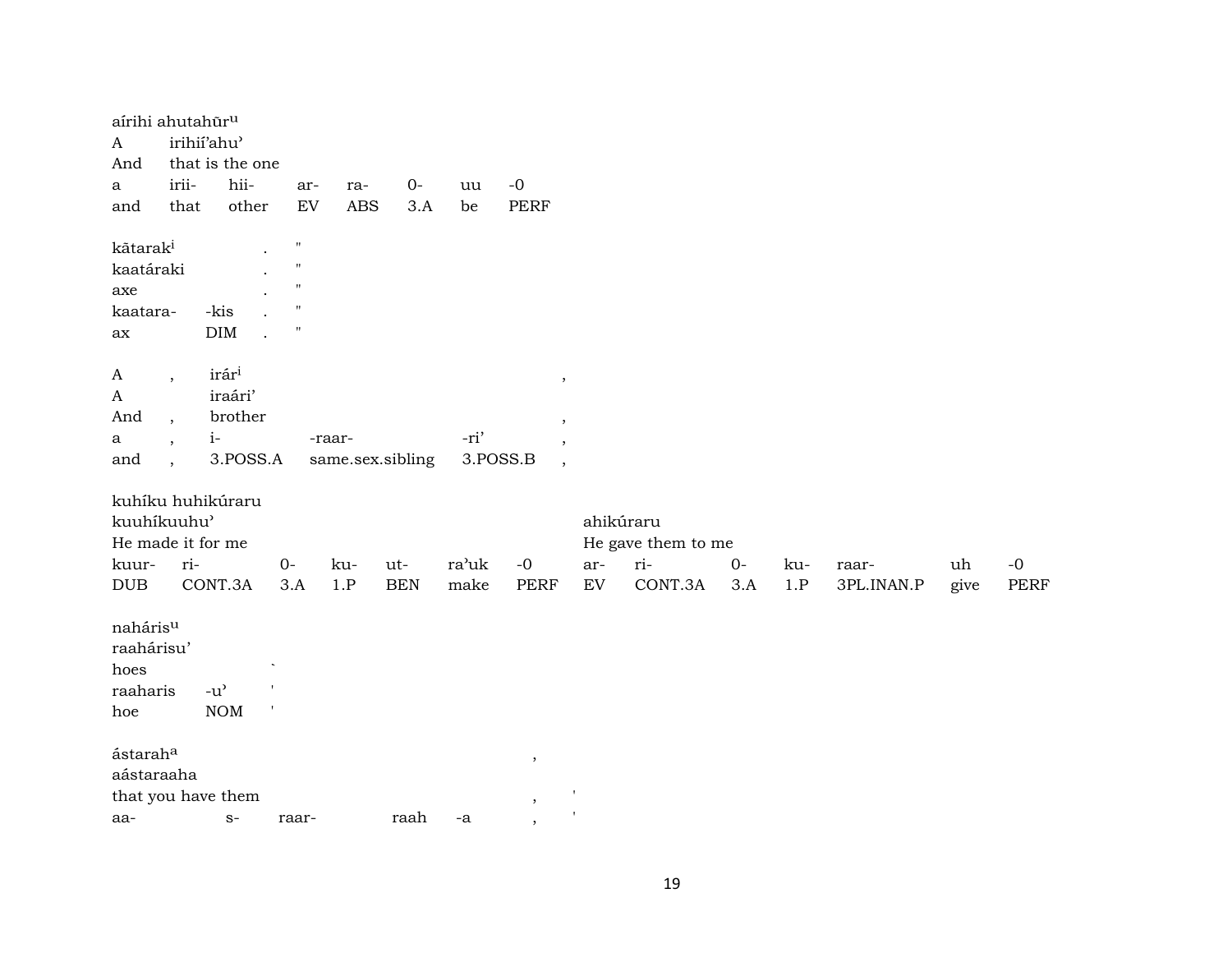aírihi ahutahūr[u]
A irihií'ahu'
And that is the one

| a | irii- | hii- | ar- | ra- | 0- | uu | -0 |
|---|---|---|---|---|---|---|---|
| and | that | other | EV | ABS | 3.A | be | PERF |

kātarak[i] . "
kaatáraki . "
axe . "

| kaatara- | -kis | . | " |
|---|---|---|---|
| ax | DIM | . | " |

A , irár[i] ,
A iraári'
And , brother ,

| a | , | i- | -raar- | -ri' | , |
|---|---|---|---|---|---|
| and | , | 3.POSS.A | same.sex.sibling | 3.POSS.B | , |

kuhíku huhikúraru
kuuhíkuuhu' ahikúraru
He made it for me He gave them to me

| kuur- | ri- | 0- | ku- | ut- | ra'uk | -0 | ar- | ri- | 0- | ku- | raar- | uh | -0 |
|---|---|---|---|---|---|---|---|---|---|---|---|---|---|
| DUB | CONT.3A | 3.A | 1.P | BEN | make | PERF | EV | CONT.3A | 3.A | 1.P | 3PL.INAN.P | give | PERF |

nahárisu[u]
raahárisu'
hoes `

| raaharis | -u' | ' |
|---|---|---|
| hoe | NOM | ' |

ástarah[a] ,
aástaraaha
that you have them , '

| aa- | s- | raar- | raah | -a | , | ' |
|---|---|---|---|---|---|---|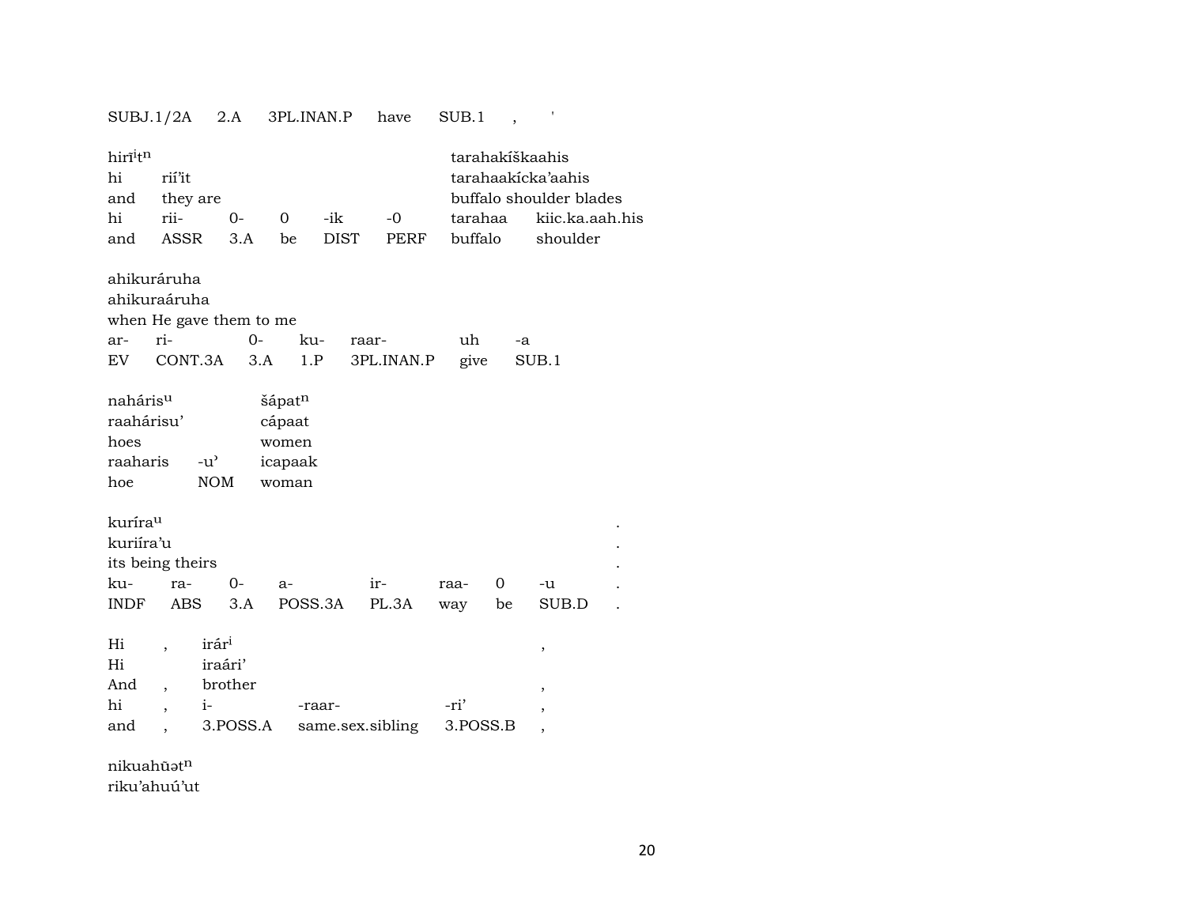SUBJ.1/2A  2.A  3PL.INAN.P  have  SUB.1  ,  '

| hirĩⁱtⁿ | | | | | | tarahakíškaahis | |
|---|---|---|---|---|---|---|---|
| hi | rií'it | | | | | tarahaakícka'aahis | |
| and | they are | | | | | buffalo shoulder blades | |
| hi | rii- | 0- | 0 | -ik | -0 | tarahaa | kiic.ka.aah.his |
| and | ASSR | 3.A | be | DIST | PERF | buffalo | shoulder |

| ahikuráruha | | | | | | |
|---|---|---|---|---|---|---|
| ahikuraáruha | | | | | | |
| when He gave them to me | | | | | | |
| ar- | ri- | 0- | ku- | raar- | uh | -a |
| EV | CONT.3A | 3.A | 1.P | 3PL.INAN.P | give | SUB.1 |

| naháriuᵘ | | šápatⁿ |
|---|---|---|
| raahárisu' | | cápaat |
| hoes | | women |
| raaharis | -u' | icapaak |
| hoe | NOM | woman |

| kuríraᵘ | | | | | | | | . |
|---|---|---|---|---|---|---|---|---|
| kuriíra'u | | | | | | | | . |
| its being theirs | | | | | | | | . |
| ku- | ra- | 0- | a- | ir- | raa- | 0 | -u | . |
| INDF | ABS | 3.A | POSS.3A | PL.3A | way | be | SUB.D | . |

| Hi | , | irárⁱ | | | , |
|---|---|---|---|---|---|
| Hi | | iraári' | | | |
| And | , | brother | | | , |
| hi | , | i- | -raar- | -ri' | , |
| and | , | 3.POSS.A | same.sex.sibling | 3.POSS.B | , |

nikuahũətⁿ
riku'ahuú'ut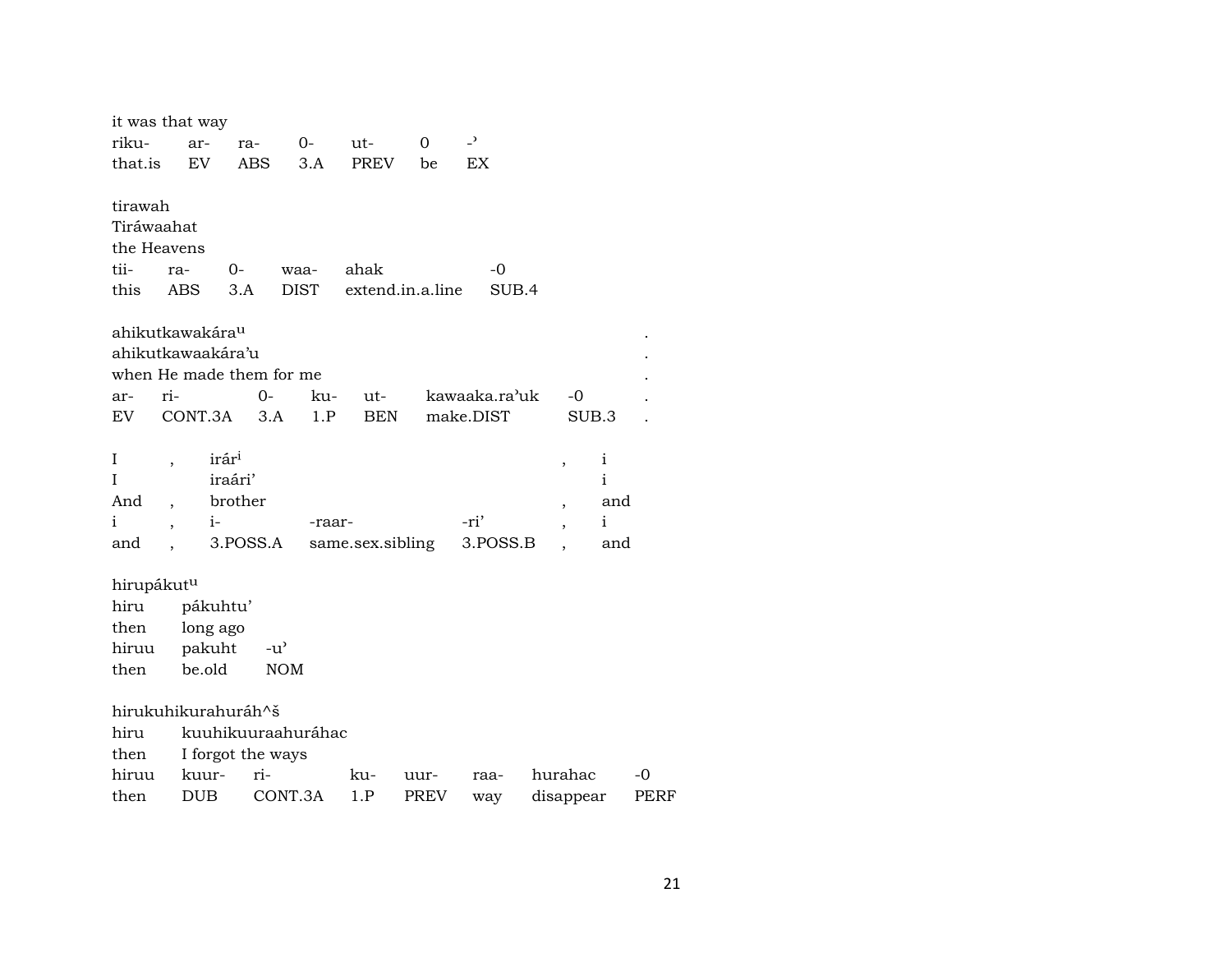it was that way

| riku- | ar- | ra- | 0- | ut- | 0 | -' |
|---|---|---|---|---|---|---|
| that.is | EV | ABS | 3.A | PREV | be | EX |

tirawah
Tiráwaahat
the Heavens

| tii- | ra- | 0- | waa- | ahak | -0 |
|---|---|---|---|---|---|
| this | ABS | 3.A | DIST | extend.in.a.line | SUB.4 |

ahikutkawakára[u] .
ahikutkawaakára'u .
when He made them for me .

| ar- | ri- | 0- | ku- | ut- | kawaaka.ra'uk | -0 | . |
|---|---|---|---|---|---|---|---|
| EV | CONT.3A | 3.A | 1.P | BEN | make.DIST | SUB.3 | . |

| I | , | irár[i] | | | , | i |
|---|---|---|---|---|---|---|
| I | | iraári' | | | | i |
| And | , | brother | | | , | and |
| i | , | i- | -raar- | -ri' | , | i |
| and | , | 3.POSS.A | same.sex.sibling | 3.POSS.B | , | and |

hirupákut[u]

| hiru | pákuhtu' | |
|---|---|---|
| then | long ago | |
| hiruu | pakuht | -u' |
| then | be.old | NOM |

hirukuhikurahuráh^š

| hiru | kuuhikuuraahuráhac | | | | | | |
|---|---|---|---|---|---|---|---|
| then | I forgot the ways | | | | | | |
| hiruu | kuur- | ri- | ku- | uur- | raa- | hurahac | -0 |
| then | DUB | CONT.3A | 1.P | PREV | way | disappear | PERF |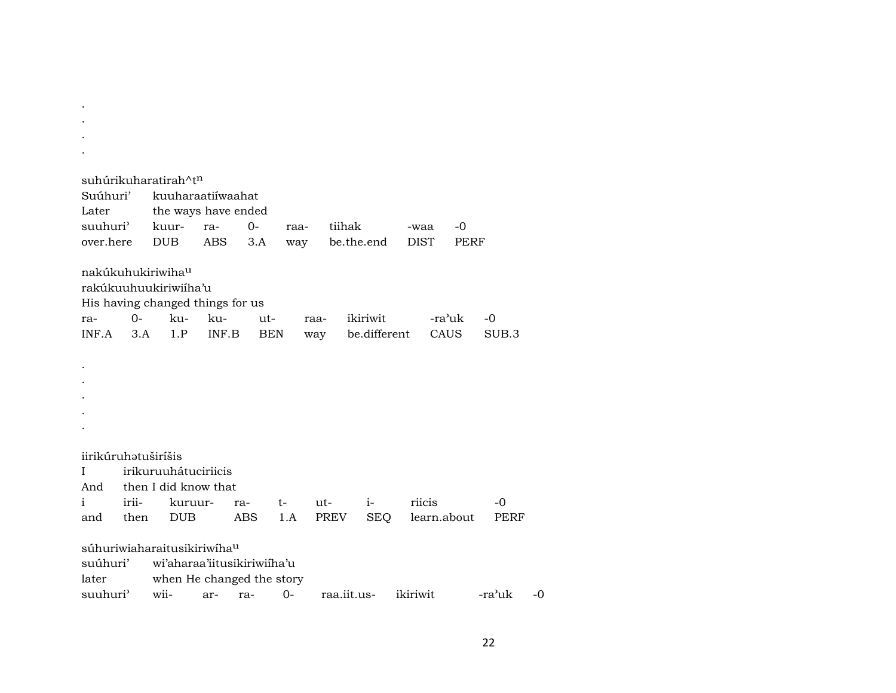.
.
.
.

suhúrikuharatirah^t[n]
Suúhuri' kuuharaatiíwaahat
Later the ways have ended

| suuhuri' | kuur- | ra- | 0- | raa- | tiihak | -waa | -0 |
|---|---|---|---|---|---|---|---|
| over.here | DUB | ABS | 3.A | way | be.the.end | DIST | PERF |

nakúkuhukiriwiha[u]
rakúkuuhuukiriwiíha'u
His having changed things for us

| ra- | 0- | ku- | ku- | ut- | raa- | ikiriwit | -ra'uk | -0 |
|---|---|---|---|---|---|---|---|---|
| INF.A | 3.A | 1.P | INF.B | BEN | way | be.different | CAUS | SUB.3 |

.
.
.
.
.

iirikúruhətuširíšis
I irikuruuhátuciriicis
And then I did know that

| i | irii- | kuruur- | ra- | t- | ut- | i- | riicis | -0 |
|---|---|---|---|---|---|---|---|---|
| and | then | DUB | ABS | 1.A | PREV | SEQ | learn.about | PERF |

súhuriwiaharaitusikiriwíha[u]
suúhuri' wi'aharaa'iitusikiriwiíha'u
later when He changed the story

| suuhuri' | wii- | ar- | ra- | 0- | raa.iit.us- | ikiriwit | -ra'uk | -0 |
|---|---|---|---|---|---|---|---|---|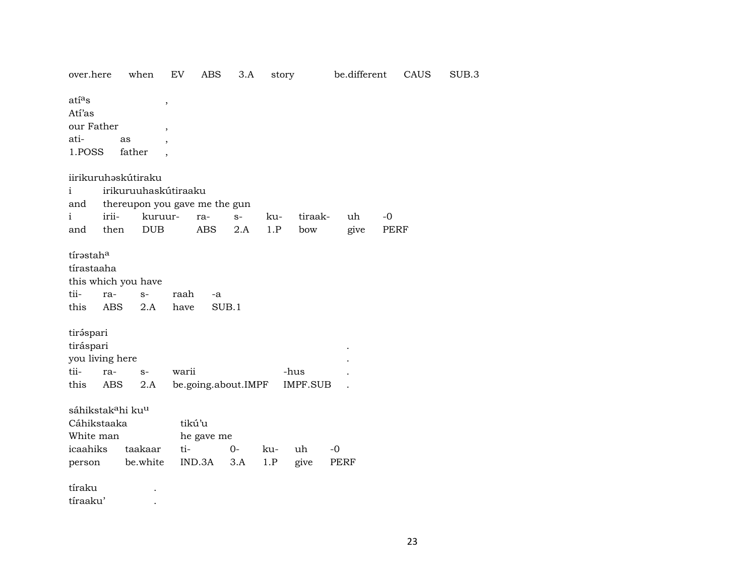over.here when EV ABS 3.A story be.different CAUS SUB.3

atí$^{a}$s ,
Atí'as
our Father ,
ati- as ,
1.POSS father ,

iirikuruhəskútiraku
i irikuruuhaskútiraaku
and thereupon you gave me the gun
i irii- kuruur- ra- s- ku- tiraak- uh -0
and then DUB ABS 2.A 1.P bow give PERF

tírəstah$^{a}$
tírastaaha
this which you have
tii- ra- s- raah -a
this ABS 2.A have SUB.1

tirə́spari
tiráspari .
you living here .
tii- ra- s- warii -hus .
this ABS 2.A be.going.about.IMPF IMPF.SUB .

sáhikstak$^{a}$hi ku$^{u}$
Cáhikstaaka tikú'u
White man he gave me
icaahiks taakaar ti- 0- ku- uh -0
person be.white IND.3A 3.A 1.P give PERF

tíraku .
tíraaku' .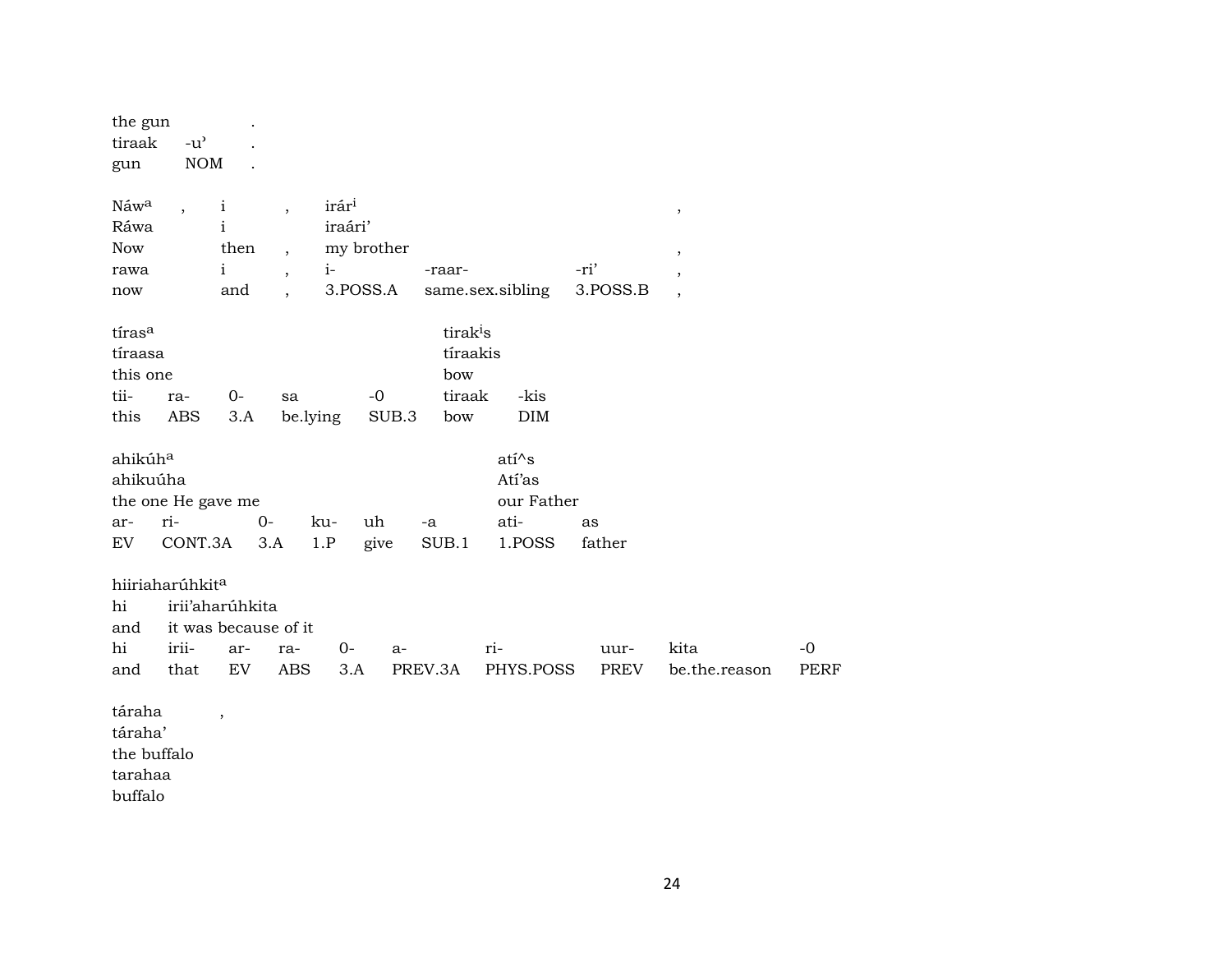| the gun | | . |
|---|---|---|
| tiraak | -u’ | . |
| gun | NOM | . |

| Náw[a] | , | i | , | irár[i] | | | , |
|---|---|---|---|---|---|---|---|
| Ráwa | | i | | iraári’ | | | |
| Now | | then | , | my brother | | | , |
| rawa | | i | , | i- | -raar- | -ri’ | , |
| now | | and | , | 3.POSS.A | same.sex.sibling | 3.POSS.B | , |

| tíras[a] | | | | | tirak[i]s | |
|---|---|---|---|---|---|---|
| tíraasa | | | | | tíraakis | |
| this one | | | | | bow | |
| tii- | ra- | 0- | sa | -0 | tiraak | -kis |
| this | ABS | 3.A | be.lying | SUB.3 | bow | DIM |

| ahikúh[a] | | | | | | atí^s | |
|---|---|---|---|---|---|---|---|
| ahikuúha | | | | | | Atí’as | |
| the one He gave me | | | | | | our Father | |
| ar- | ri- | 0- | ku- | uh | -a | ati- | as |
| EV | CONT.3A | 3.A | 1.P | give | SUB.1 | 1.POSS | father |

| hiiriaharúhkit[a] | | | | | | | | | |
|---|---|---|---|---|---|---|---|---|---|
| hi | irii’aharúhkita | | | | | | | | |
| and | it was because of it | | | | | | | | |
| hi | irii- | ar- | ra- | 0- | a- | ri- | uur- | kita | -0 |
| and | that | EV | ABS | 3.A | PREV.3A | PHYS.POSS | PREV | be.the.reason | PERF |

| táraha | , |
|---|---|
| táraha’ | |
| the buffalo | |
| tarahaa | |
| buffalo | |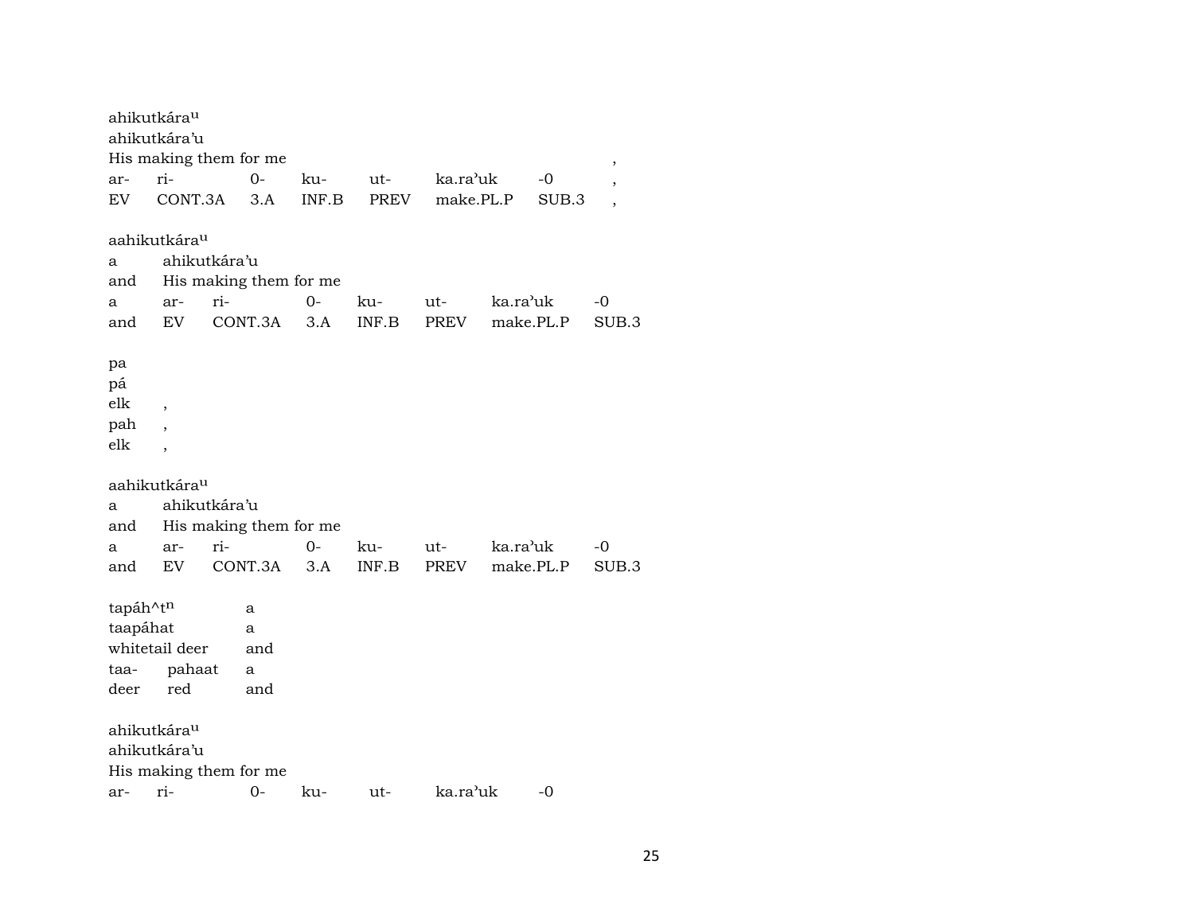ahikutkára^u
ahikutkára'u
His making them for me ,

| ar- | ri- | 0- | ku- | ut- | ka.ra'uk | -0 | , |
|---|---|---|---|---|---|---|---|
| EV | CONT.3A | 3.A | INF.B | PREV | make.PL.P | SUB.3 | , |

aahikutkára^u

| a | ahikutkára'u | | | | | | |
|---|---|---|---|---|---|---|---|
| and | His making them for me | | | | | | |
| a | ar- | ri- | 0- | ku- | ut- | ka.ra'uk | -0 |
| and | EV | CONT.3A | 3.A | INF.B | PREV | make.PL.P | SUB.3 |

pa
pá
elk ,
pah ,
elk ,

aahikutkára^u

| a | ahikutkára'u | | | | | | |
|---|---|---|---|---|---|---|---|
| and | His making them for me | | | | | | |
| a | ar- | ri- | 0- | ku- | ut- | ka.ra'uk | -0 |
| and | EV | CONT.3A | 3.A | INF.B | PREV | make.PL.P | SUB.3 |

| tapáh^t^n | | a |
|---|---|---|
| taapáhat | | a |
| whitetail deer | | and |
| taa- | pahaat | a |
| deer | red | and |

ahikutkára^u
ahikutkára'u
His making them for me

| ar- | ri- | 0- | ku- | ut- | ka.ra'uk | -0 |
|---|---|---|---|---|---|---|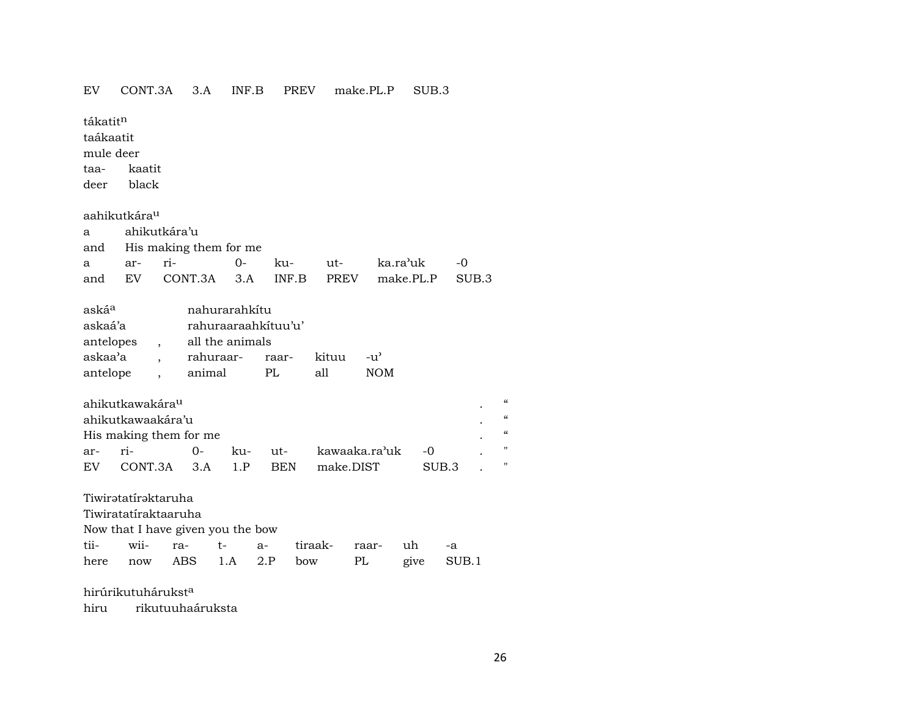EV CONT.3A 3.A INF.B PREV make.PL.P SUB.3

tákatit[n]
taákaatit
mule deer

| taa- | kaatit |
|---|---|
| deer | black |

aahikutkára[u]

| a | ahikutkára'u | | | | | | |
|---|---|---|---|---|---|---|---|
| and | His making them for me | | | | | | |
| a | ar- | ri- | 0- | ku- | ut- | ka.ra'uk | -0 |
| and | EV | CONT.3A | 3.A | INF.B | PREV | make.PL.P | SUB.3 |

| aská[a] | | nahurarahkítu | | | |
|---|---|---|---|---|---|
| askaá'a | | rahuraaraahkítuu'u' | | | |
| antelopes | , | all the animals | | | |
| askaa'a | , | rahuraar- | raar- | kituu | -u' |
| antelope | , | animal | PL | all | NOM |

| ahikutkawakára[u] | | | | | | . | " |
|---|---|---|---|---|---|---|---|
| ahikutkawaakára'u | | | | | | . | " |
| His making them for me | | | | | | . | " |
| ar- | ri- | 0- | ku- | ut- | kawaaka.ra'uk | -0 | . | " |
| EV | CONT.3A | 3.A | 1.P | BEN | make.DIST | SUB.3 | . | " |

Tiwirətatírəktaruha
Tiwiratatíraktaaruha
Now that I have given you the bow

| tii- | wii- | ra- | t- | a- | tiraak- | raar- | uh | -a |
|---|---|---|---|---|---|---|---|---|
| here | now | ABS | 1.A | 2.P | bow | PL | give | SUB.1 |

hirúrikutuhárukst[a]
hiru rikutuuhaáruksta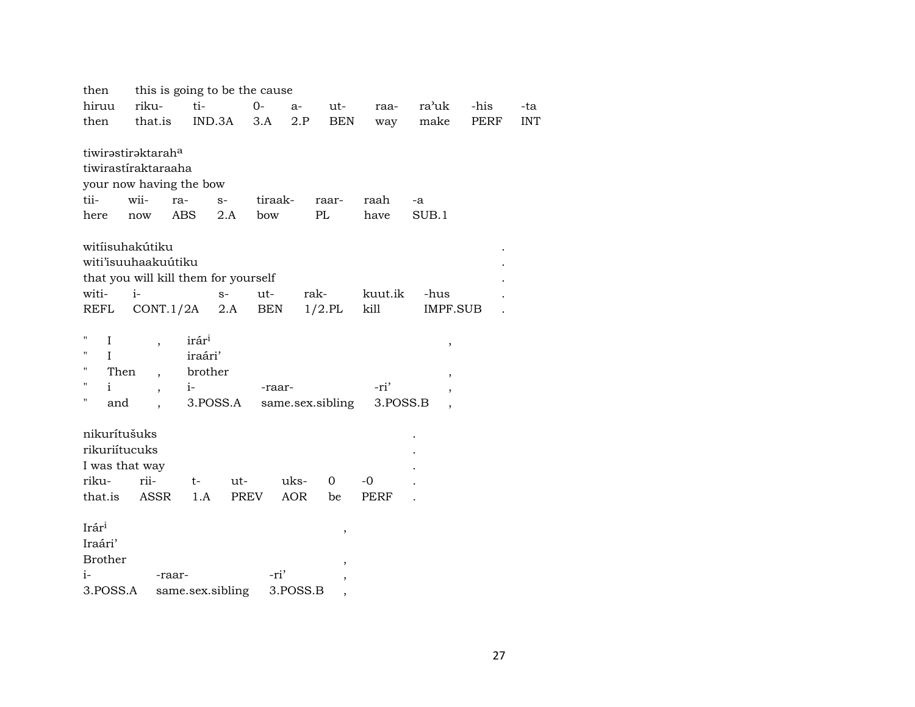then this is going to be the cause

| hiruu | riku- | ti- | 0- | a- | ut- | raa- | ra'uk | -his | -ta |
|---|---|---|---|---|---|---|---|---|---|
| then | that.is | IND.3A | 3.A | 2.P | BEN | way | make | PERF | INT |

tiwirəstirəktarah[a]
tiwirastíraktaraaha
your now having the bow

| tii- | wii- | ra- | s- | tiraak- | raar- | raah | -a |
|---|---|---|---|---|---|---|---|
| here | now | ABS | 2.A | bow | PL | have | SUB.1 |

witíisuhakútiku .
witi'isuuhaakuútiku .
that you will kill them for yourself .

| witi- | i- | s- | ut- | rak- | kuut.ik | -hus | . |
|---|---|---|---|---|---|---|---|
| REFL | CONT.1/2A | 2.A | BEN | 1/2.PL | kill | IMPF.SUB | . |

| " | I | , | irár[i] | | | , |
|---|---|---|---|---|---|---|
| " | I | | iraári' | | | |
| " | Then | , | brother | | | , |
| " | i | , | i- | -raar- | -ri' | , |
| " | and | , | 3.POSS.A | same.sex.sibling | 3.POSS.B | , |

nikurítušuks .
rikuriítucuks .
I was that way .

| riku- | rii- | t- | ut- | uks- | 0 | -0 | . |
|---|---|---|---|---|---|---|---|
| that.is | ASSR | 1.A | PREV | AOR | be | PERF | . |

Irár[i] ,
Iraári'
Brother ,

| i- | -raar- | -ri' | , |
|---|---|---|---|
| 3.POSS.A | same.sex.sibling | 3.POSS.B | , |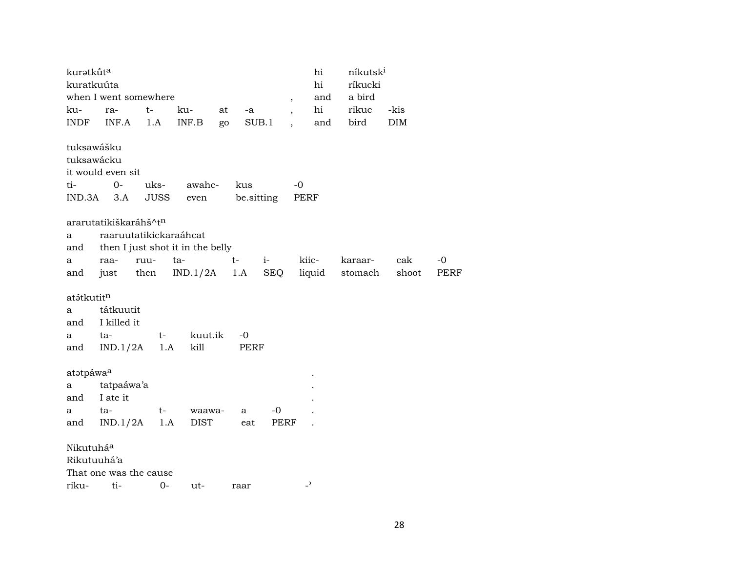kurətkůt^a hi níkutsk^i
kuratkuúta hi ríkucki
when I went somewhere , and a bird

| ku- | ra- | t- | ku- | at | -a | , | hi | rikuc | -kis |
|---|---|---|---|---|---|---|---|---|---|
| INDF | INF.A | 1.A | INF.B | go | SUB.1 | , | and | bird | DIM |

tuksawášku
tuksawácku
it would even sit

| ti- | 0- | uks- | awahc- | kus | -0 |
|---|---|---|---|---|---|
| IND.3A | 3.A | JUSS | even | be.sitting | PERF |

ararutatikiškaráhš^t^n
a raaruutatikickaraáhcat
and then I just shot it in the belly

| a | raa- | ruu- | ta- | t- | i- | kiic- | karaar- | cak | -0 |
|---|---|---|---|---|---|---|---|---|---|
| and | just | then | IND.1/2A | 1.A | SEQ | liquid | stomach | shoot | PERF |

atə́tkutit^n
a tátkuutit
and I killed it

| a | ta- | t- | kuut.ik | -0 |
|---|---|---|---|---|
| and | IND.1/2A | 1.A | kill | PERF |

atətpáwa^a .
a tatpaáwa'a .
and I ate it .

| a | ta- | t- | waawa- | a | -0 | . |
|---|---|---|---|---|---|---|
| and | IND.1/2A | 1.A | DIST | eat | PERF | . |

Nikutuhá^a
Rikutuuhá'a
That one was the cause

| riku- | ti- | 0- | ut- | raar | -ʾ |
|---|---|---|---|---|---|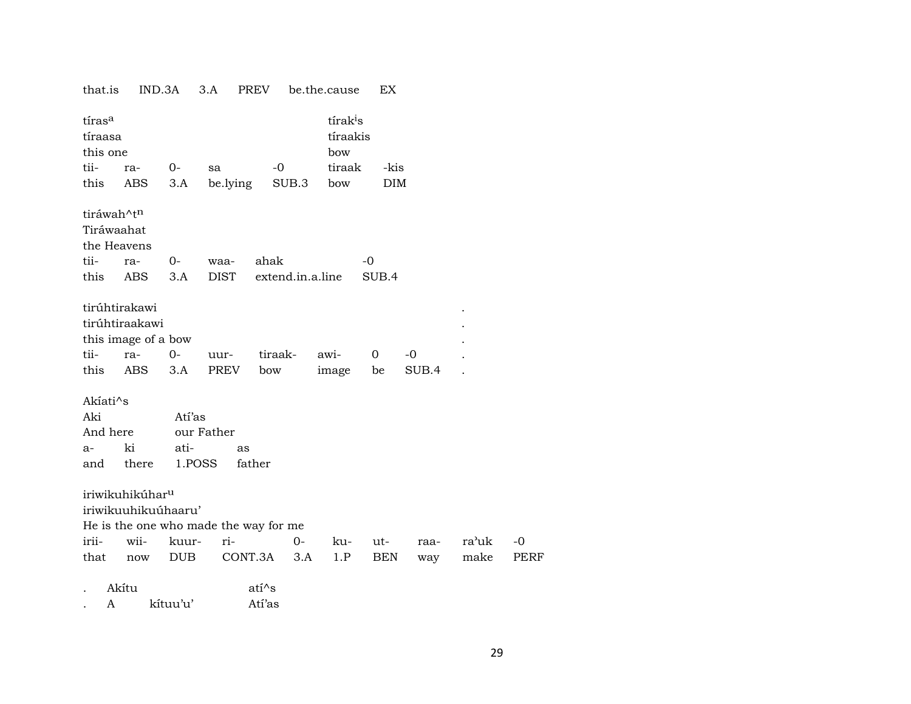that.is IND.3A 3.A PREV be.the.cause EX

| tíras[a] | | | | | tírak[i]s | |
|---|---|---|---|---|---|---|
| tíraasa | | | | | tíraakis | |
| this one | | | | | bow | |
| tii- | ra- | 0- | sa | -0 | tiraak | -kis |
| this | ABS | 3.A | be.lying | SUB.3 | bow | DIM |

| tiráwah^t[n] | | | | | |
|---|---|---|---|---|---|
| Tiráwaahat | | | | | |
| the Heavens | | | | | |
| tii- | ra- | 0- | waa- | ahak | -0 |
| this | ABS | 3.A | DIST | extend.in.a.line | SUB.4 |

| tirúhtirakawi | | | | | | | | .|
|---|---|---|---|---|---|---|---|---|
| tirúhtiraakawi | | | | | | | | . |
| this image of a bow | | | | | | | | . |
| tii- | ra- | 0- | uur- | tiraak- | awi- | 0 | -0 | . |
| this | ABS | 3.A | PREV | bow | image | be | SUB.4 | . |

| Akíati^s | | | |
|---|---|---|---|
| Aki | | Atí'as | |
| And here | | our Father | |
| a- | ki | ati- | as |
| and | there | 1.POSS | father |

| iriwikuhikúhar[u] | | | | | | | | | |
|---|---|---|---|---|---|---|---|---|---|
| iriwikuuhikuúhaaru' | | | | | | | | | |
| He is the one who made the way for me | | | | | | | | | |
| irii- | wii- | kuur- | ri- | 0- | ku- | ut- | raa- | ra'uk | -0 |
| that | now | DUB | CONT.3A | 3.A | 1.P | BEN | way | make | PERF |

| . | Akítu | | atí^s |
|---|---|---|---|
| . | A | kítuu'u' | Atí'as |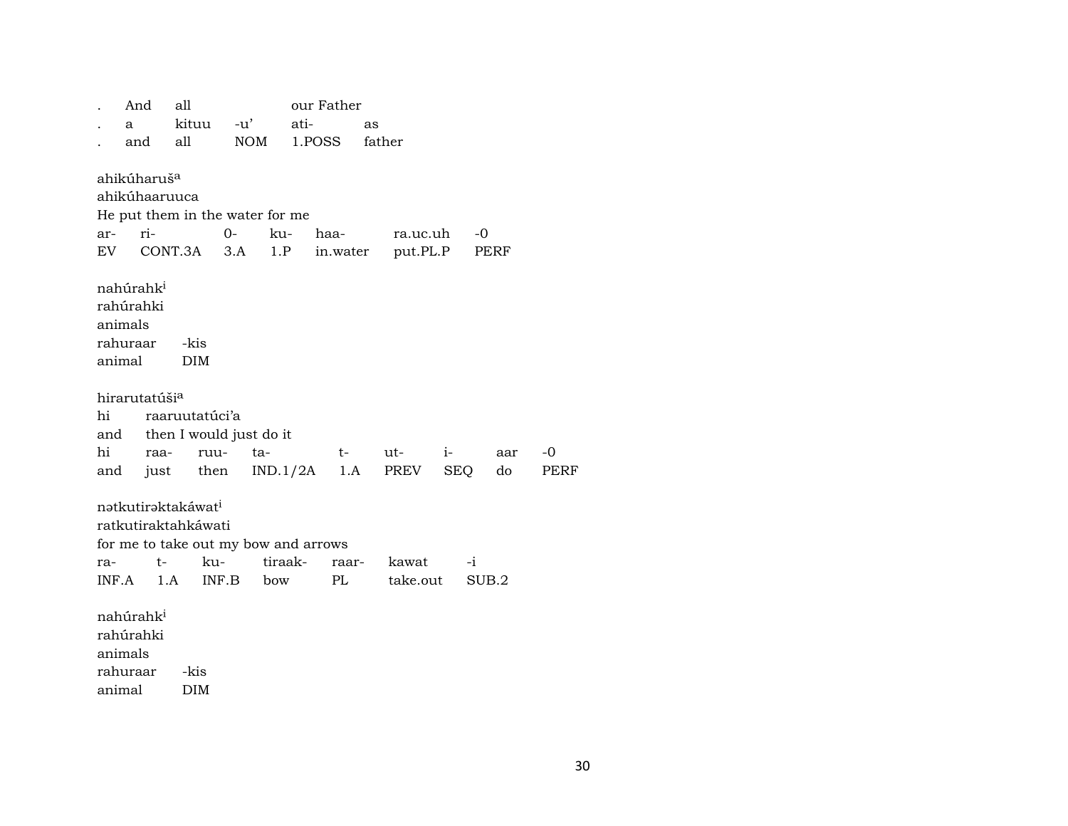| . | And | all | | our Father | |
|---|---|---|---|---|---|
| . | a | kituu | -u’ | ati- | as |
| . | and | all | NOM | 1.POSS | father |

ahikúharuš[a]
ahikúhaaruuca
He put them in the water for me

| ar- | ri- | 0- | ku- | haa- | ra.uc.uh | -0 |
|---|---|---|---|---|---|---|
| EV | CONT.3A | 3.A | 1.P | in.water | put.PL.P | PERF |

nahúrahk[i]
rahúrahki
animals

| rahuraar | -kis |
|---|---|
| animal | DIM |

hirarutatúši[a]

| hi | raaruutatúci’a |
|---|---|
| and | then I would just do it |

| hi | raa- | ruu- | ta- | t- | ut- | i- | aar | -0 |
|---|---|---|---|---|---|---|---|---|
| and | just | then | IND.1/2A | 1.A | PREV | SEQ | do | PERF |

nətkutirəktakáwat[i]
ratkutiraktahkáwati
for me to take out my bow and arrows

| ra- | t- | ku- | tiraak- | raar- | kawat | -i |
|---|---|---|---|---|---|---|
| INF.A | 1.A | INF.B | bow | PL | take.out | SUB.2 |

nahúrahk[i]
rahúrahki
animals

| rahuraar | -kis |
|---|---|
| animal | DIM |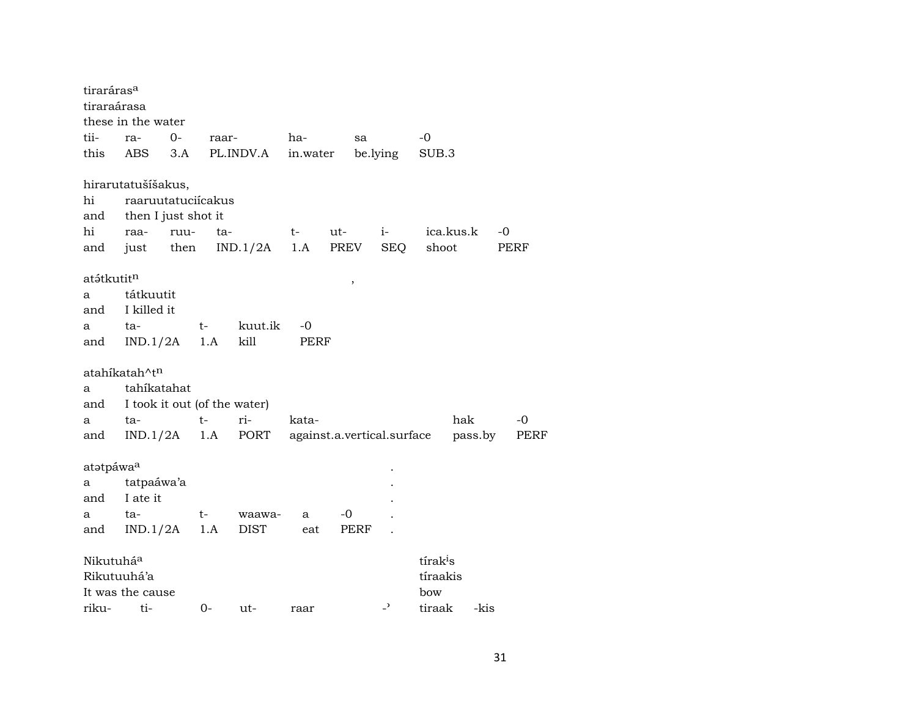tiraráras[a]
tiraraárasa
these in the water

| tii- | ra- | 0- | raar- | ha- | sa | -0 |
|---|---|---|---|---|---|---|
| this | ABS | 3.A | PL.INDV.A | in.water | be.lying | SUB.3 |

hirarutatušíšakus,

| hi | raaruutatuciícakus | | | | | | |
|---|---|---|---|---|---|---|---|
| and | then I just shot it | | | | | | |
| hi | raa- | ruu- | ta- | t- | ut- | i- | ica.kus.k | -0 |
| and | just | then | IND.1/2A | 1.A | PREV | SEQ | shoot | PERF |

atə́tkutit[n] ,

| a | tátkuutit | | | |
|---|---|---|---|---|
| and | I killed it | | | |
| a | ta- | t- | kuut.ik | -0 |
| and | IND.1/2A | 1.A | kill | PERF |

atahíkatah^t[n]

| a | tahíkatahat | | | | | |
|---|---|---|---|---|---|---|
| and | I took it out (of the water) | | | | | |
| a | ta- | t- | ri- | kata- | hak | -0 |
| and | IND.1/2A | 1.A | PORT | against.a.vertical.surface | pass.by | PERF |

atətpáwa[a] .

| a | tatpaáwa'a | | | | | . |
|---|---|---|---|---|---|---|
| and | I ate it | | | | | . |
| a | ta- | t- | waawa- | a | -0 | . |
| and | IND.1/2A | 1.A | DIST | eat | PERF | . |

| Nikutuhá[a] | | | | | | tírak[i]s | |
|---|---|---|---|---|---|---|---|
| Rikutuuhá'a | | | | | | tíraakis | |
| It was the cause | | | | | | bow | |
| riku- | ti- | 0- | ut- | raar | -ʾ | tiraak | -kis |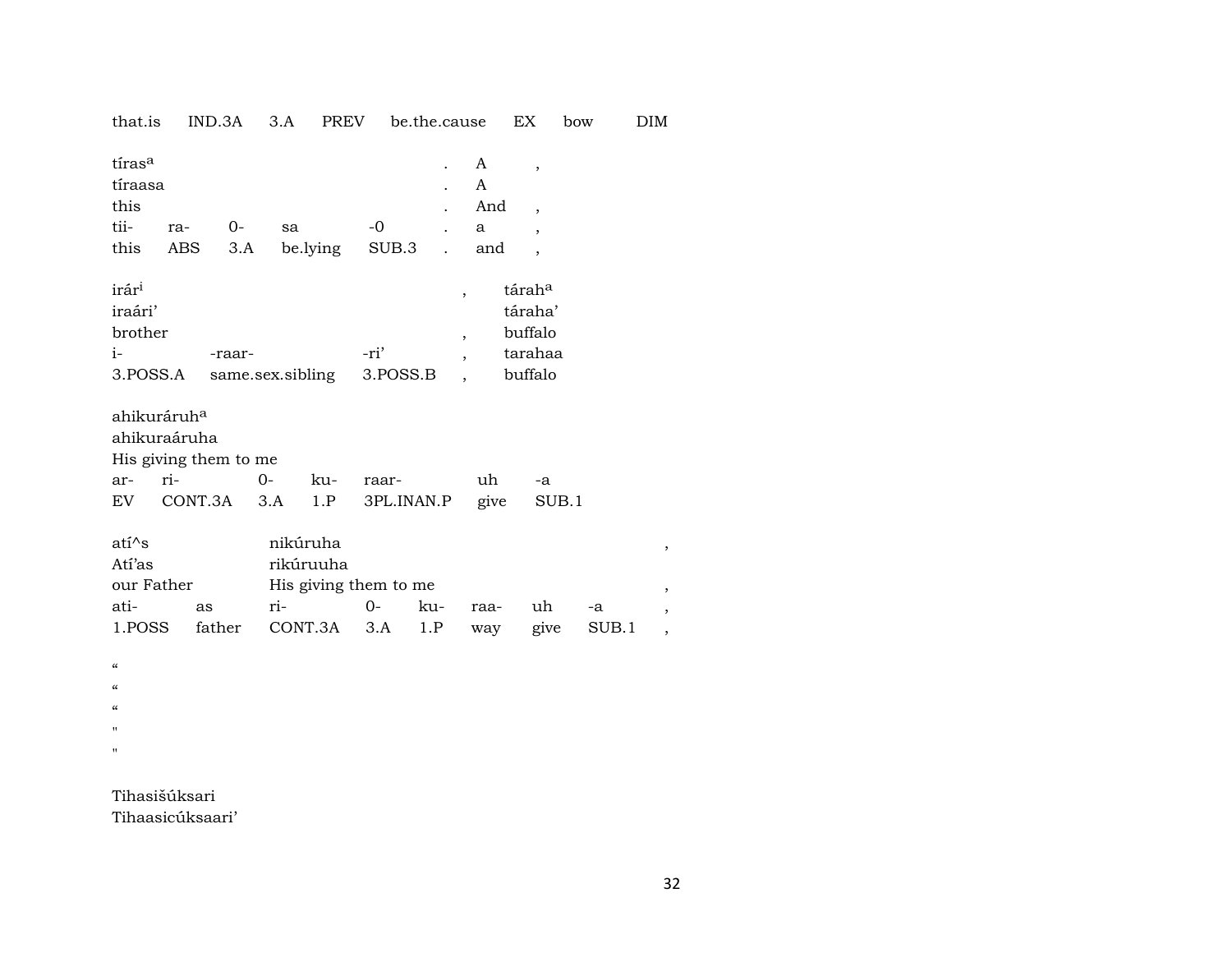that.is IND.3A 3.A PREV be.the.cause EX bow DIM

tíras[a] . A ,
tíraasa . A
this . And ,
tii- ra- 0- sa -0 . a ,
this ABS 3.A be.lying SUB.3 . and ,

irár[i] , tárah[a]
iraári' táraha'
brother , buffalo
i- -raar- -ri' , tarahaa
3.POSS.A same.sex.sibling 3.POSS.B , buffalo

ahikuráruh[a]
ahikuraáruha
His giving them to me
ar- ri- 0- ku- raar- uh -a
EV CONT.3A 3.A 1.P 3PL.INAN.P give SUB.1

atí^s nikúruha ,
Atí'as rikúruuha
our Father His giving them to me ,
ati- as ri- 0- ku- raa- uh -a ,
1.POSS father CONT.3A 3.A 1.P way give SUB.1 ,

"
"
"
"
"

Tihasišúksari
Tihaasicúksaari'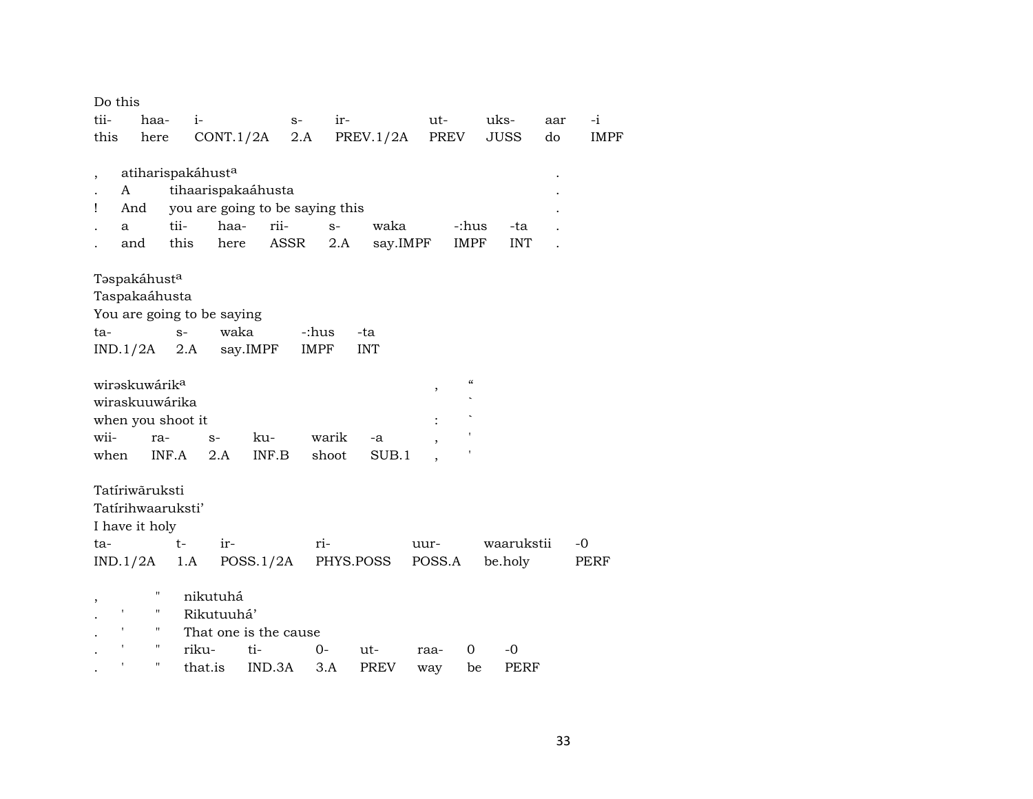Do this

| tii- | haa- | i- | s- | ir- | ut- | uks- | aar | -i |
|---|---|---|---|---|---|---|---|---|
| this | here | CONT.1/2A | 2.A | PREV.1/2A | PREV | JUSS | do | IMPF |

| , | atiharispakáhust^a | | | | | | | . |
|---|---|---|---|---|---|---|---|---|
| . | A | tihaarispakaáhusta | | | | | | . |
| ! | And | you are going to be saying this | | | | | | . |
| . | a | tii- | haa- | rii- | s- | waka | -:hus | -ta |
| . | and | this | here | ASSR | 2.A | say.IMPF | IMPF | INT |

Təspakáhust^a
Taspakaáhusta
You are going to be saying

| ta- | s- | waka | -:hus | -ta |
|---|---|---|---|---|
| IND.1/2A | 2.A | say.IMPF | IMPF | INT |

wirəskuwárik^a , "
wiraskuuwárika `
when you shoot it : `

| wii- | ra- | s- | ku- | warik | -a | , | ' |
|---|---|---|---|---|---|---|---|
| when | INF.A | 2.A | INF.B | shoot | SUB.1 | , | ' |

Tatíriwāruksti
Tatírihwaaruksti'
I have it holy

| ta- | t- | ir- | ri- | uur- | waarukstii | -0 |
|---|---|---|---|---|---|---|
| IND.1/2A | 1.A | POSS.1/2A | PHYS.POSS | POSS.A | be.holy | PERF |

| , | | " | nikutuhá | | | | | | |
|---|---|---|---|---|---|---|---|---|---|
| . | ' | " | Rikutuuhá' | | | | | | |
| . | ' | " | That one is the cause | | | | | | |
| . | ' | " | riku- | ti- | 0- | ut- | raa- | 0 | -0 |
| . | ' | " | that.is | IND.3A | 3.A | PREV | way | be | PERF |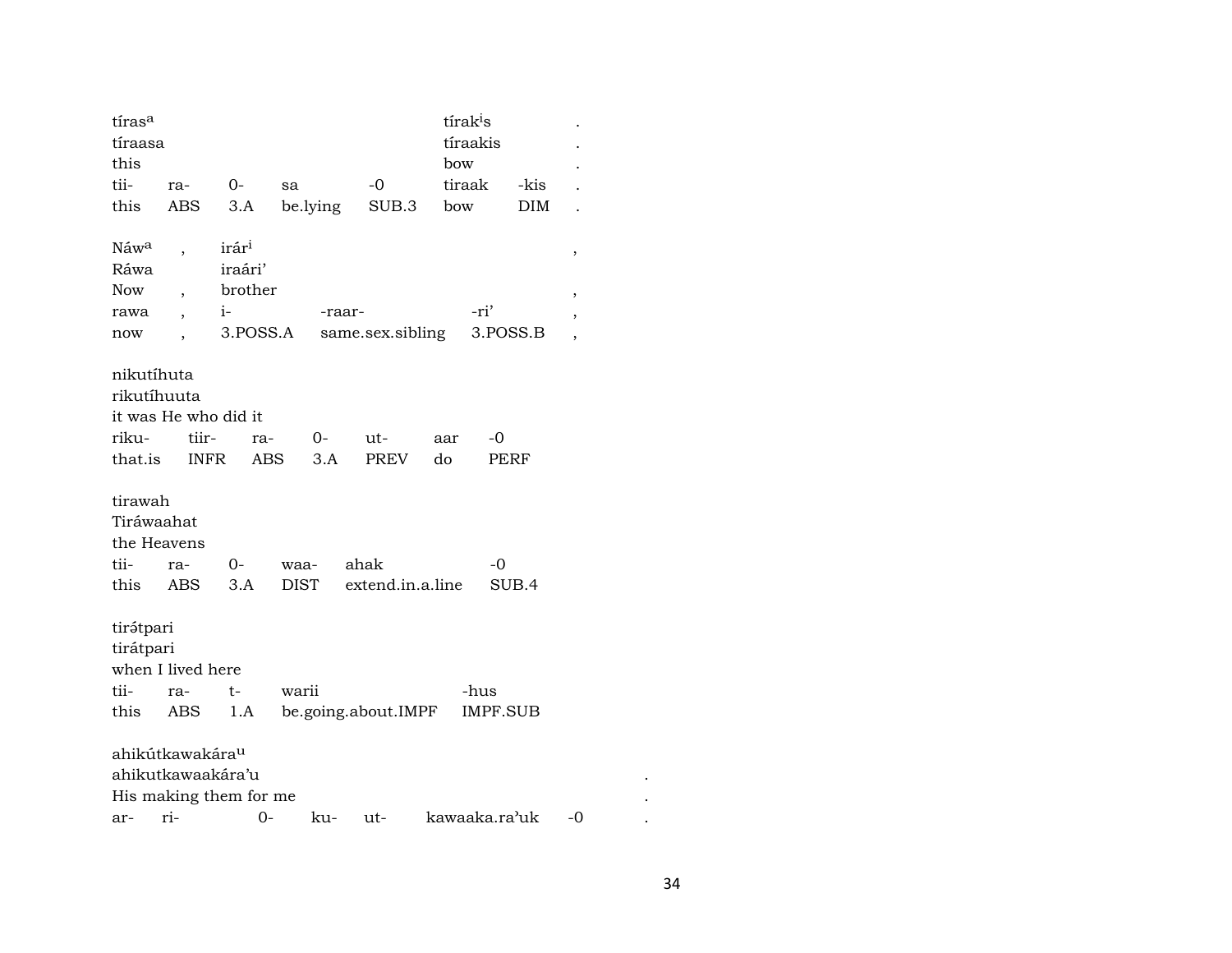| tíras[a] | | | | | tírak[i]s | | . |
|---|---|---|---|---|---|---|---|
| tíraasa | | | | | tíraakis | | . |
| this | | | | | bow | | . |
| tii- | ra- | 0- | sa | -0 | tiraak | -kis | . |
| this | ABS | 3.A | be.lying | SUB.3 | bow | DIM | . |

| Náw[a] | , | irár[i] | | | , |
|---|---|---|---|---|---|
| Ráwa | | iraári' | | | |
| Now | , | brother | | | , |
| rawa | , | i- | -raar- | -ri' | , |
| now | , | 3.POSS.A | same.sex.sibling | 3.POSS.B | , |

| nikutíhuta | | | | | | |
|---|---|---|---|---|---|---|
| rikutíhuuta | | | | | | |
| it was He who did it | | | | | | |
| riku- | tiir- | ra- | 0- | ut- | aar | -0 |
| that.is | INFR | ABS | 3.A | PREV | do | PERF |

| tirawah | | | | | |
|---|---|---|---|---|---|
| Tiráwaahat | | | | | |
| the Heavens | | | | | |
| tii- | ra- | 0- | waa- | ahak | -0 |
| this | ABS | 3.A | DIST | extend.in.a.line | SUB.4 |

| tirə́tpari | | | | |
|---|---|---|---|---|
| tirátpari | | | | |
| when I lived here | | | | |
| tii- | ra- | t- | warii | -hus |
| this | ABS | 1.A | be.going.about.IMPF | IMPF.SUB |

| ahikútkawakára[u] | | | | | | | |
|---|---|---|---|---|---|---|---|
| ahikutkawaakára'u | | | | | | | . |
| His making them for me | | | | | | | . |
| ar- | ri- | 0- | ku- | ut- | kawaaka.ra'uk | -0 | . |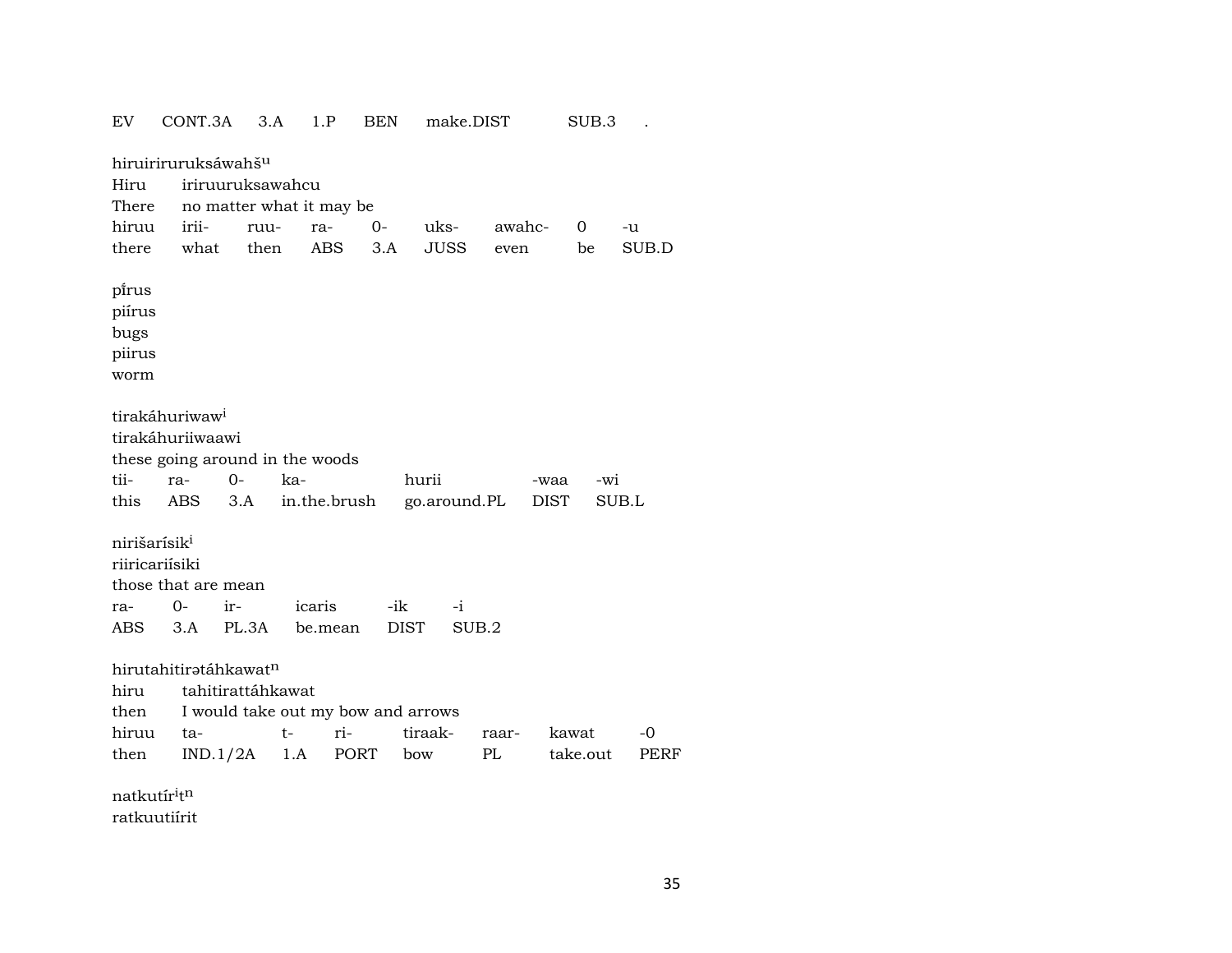EV CONT.3A 3.A 1.P BEN make.DIST SUB.3 .

hiruiririruruksáwahšu
Hiru iriruuruksawahcu
There no matter what it may be

| hiruu | irii- | ruu- | ra- | 0- | uks- | awahc- | 0 | -u |
|---|---|---|---|---|---|---|---|---|
| there | what | then | ABS | 3.A | JUSS | even | be | SUB.D |

pi̍rus
piírus
bugs
piirus
worm

tirakáhuriwawi
tirakáhuriiwaawi
these going around in the woods

| tii- | ra- | 0- | ka- | hurii | -waa | -wi |
|---|---|---|---|---|---|---|
| this | ABS | 3.A | in.the.brush | go.around.PL | DIST | SUB.L |

nirišarísiki
riiricariísiki
those that are mean

| ra- | 0- | ir- | icaris | -ik | -i |
|---|---|---|---|---|---|
| ABS | 3.A | PL.3A | be.mean | DIST | SUB.2 |

hirutahitirətáhkawatn
hiru tahitirattáhkawat
then I would take out my bow and arrows

| hiruu | ta- | t- | ri- | tiraak- | raar- | kawat | -0 |
|---|---|---|---|---|---|---|---|
| then | IND.1/2A | 1.A | PORT | bow | PL | take.out | PERF |

natkutíritn
ratkuutiírit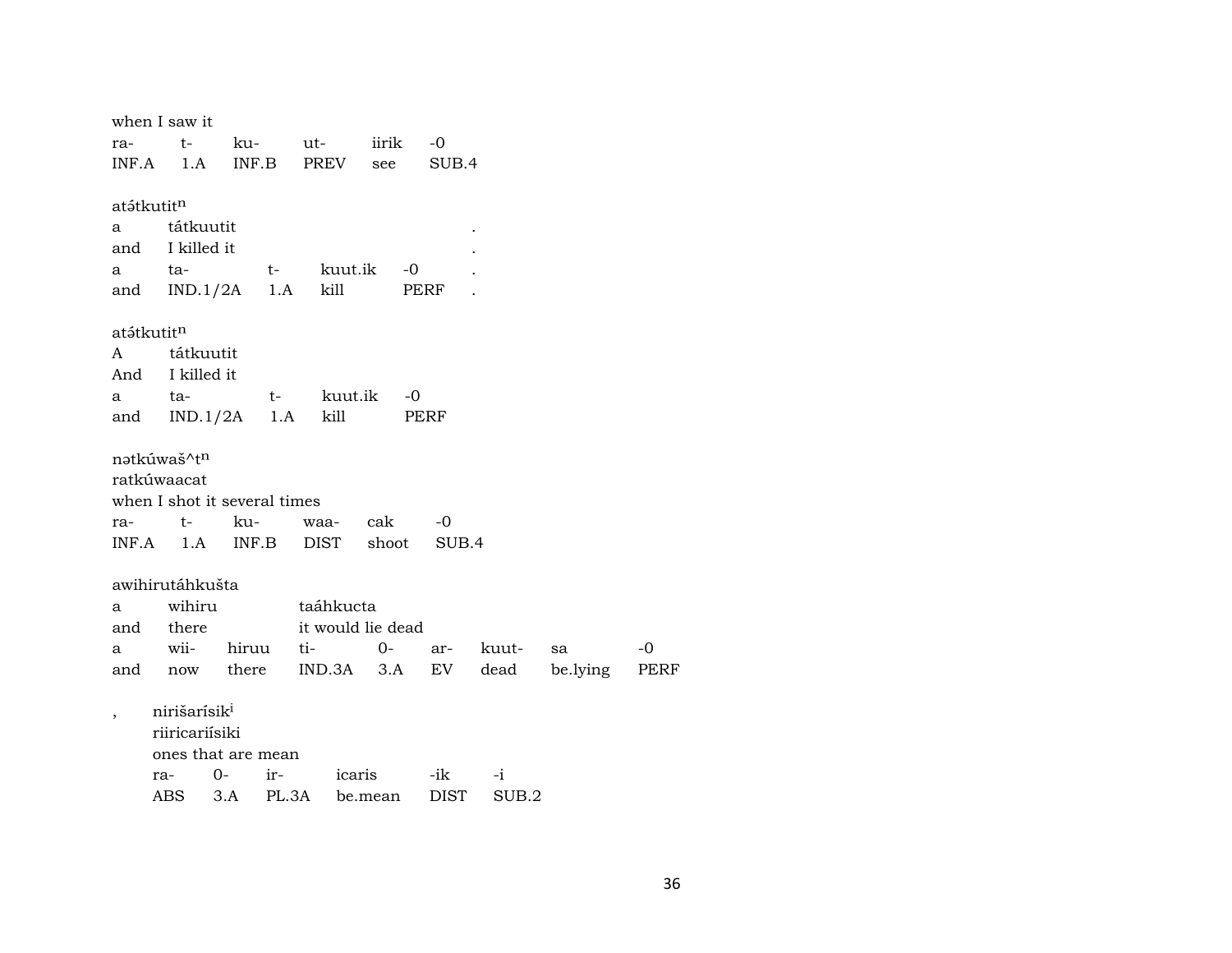when I saw it

| ra- | t- | ku- | ut- | iirik | -0 |
|---|---|---|---|---|---|
| INF.A | 1.A | INF.B | PREV | see | SUB.4 |

atə́tkutit^n

| a | tátkuutit | | | | . |
|---|---|---|---|---|---|
| and | I killed it | | | | . |
| a | ta- | t- | kuut.ik | -0 | . |
| and | IND.1/2A | 1.A | kill | PERF | . |

atə́tkutit^n

| A | tátkuutit | | | |
|---|---|---|---|---|
| And | I killed it | | | |
| a | ta- | t- | kuut.ik | -0 |
| and | IND.1/2A | 1.A | kill | PERF |

nətkúwaš^t^n

ratkúwaacat

when I shot it several times

| ra- | t- | ku- | waa- | cak | -0 |
|---|---|---|---|---|---|
| INF.A | 1.A | INF.B | DIST | shoot | SUB.4 |

awihirutáhkušta

| a | wihiru | | taáhkucta | | | | | |
|---|---|---|---|---|---|---|---|---|
| and | there | | it would lie dead | | | | | |
| a | wii- | hiruu | ti- | 0- | ar- | kuut- | sa | -0 |
| and | now | there | IND.3A | 3.A | EV | dead | be.lying | PERF |

, nirišarísik^i

riiricariísiki

ones that are mean

| ra- | 0- | ir- | icaris | -ik | -i |
|---|---|---|---|---|---|
| ABS | 3.A | PL.3A | be.mean | DIST | SUB.2 |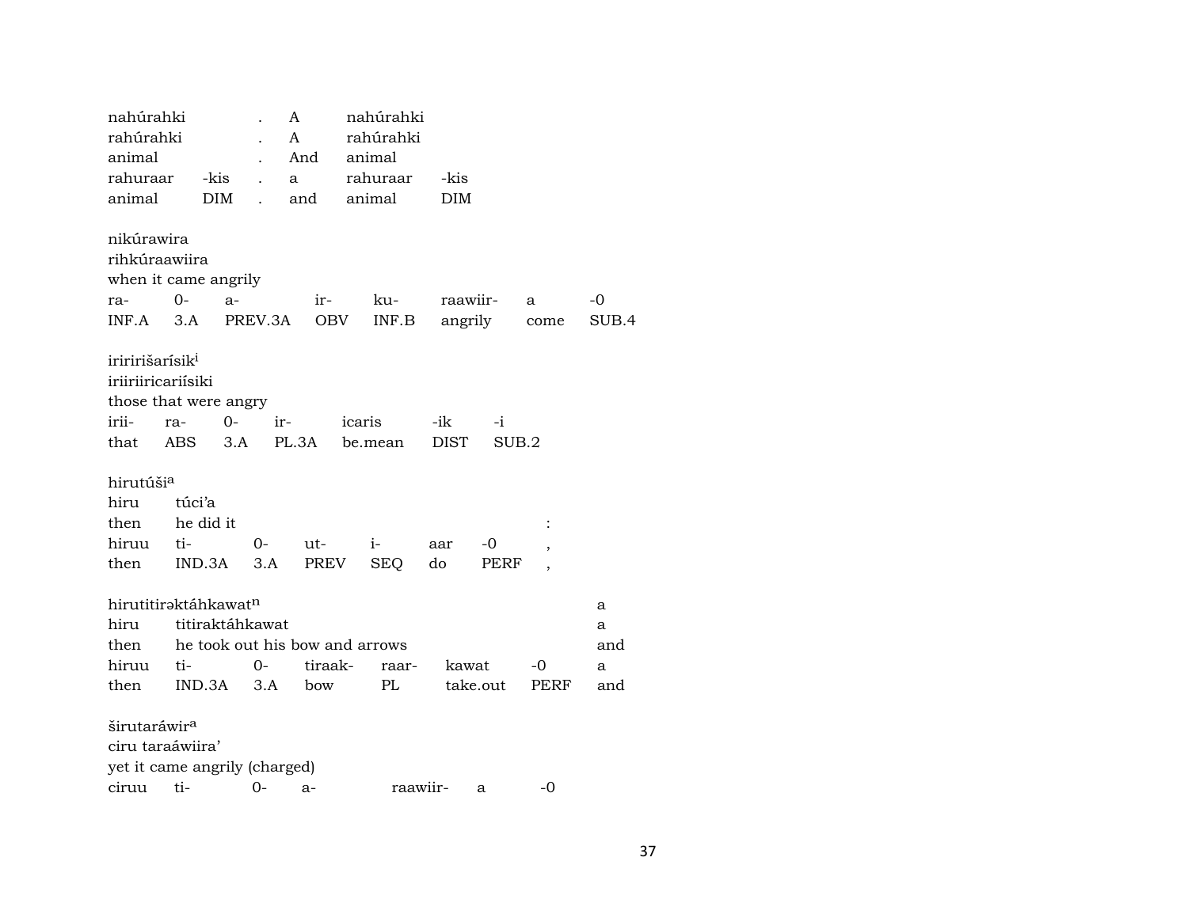| | | | | | |
|---|---|---|---|---|---|
| nahúrahki | | . | A | nahúrahki | |
| rahúrahki | | . | A | rahúrahki | |
| animal | | . | And | animal | |
| rahuraar | -kis | . | a | rahuraar | -kis |
| animal | DIM | . | and | animal | DIM |

nikúrawira
rihkúraawiira
when it came angrily

| | | | | | | | |
|---|---|---|---|---|---|---|---|
| ra- | 0- | a- | ir- | ku- | raawiir- | a | -0 |
| INF.A | 3.A | PREV.3A | OBV | INF.B | angrily | come | SUB.4 |

iriririšarísik[i]
iriiriiricariísiki
those that were angry

| | | | | | | |
|---|---|---|---|---|---|---|
| irii- | ra- | 0- | ir- | icaris | -ik | -i |
| that | ABS | 3.A | PL.3A | be.mean | DIST | SUB.2 |

hirutúši[a]
hiru túci'a
then he did it :

| | | | | | | | |
|---|---|---|---|---|---|---|---|
| hiruu | ti- | 0- | ut- | i- | aar | -0 | , |
| then | IND.3A | 3.A | PREV | SEQ | do | PERF | , |

hirutitirəktáhkawat[n] a
hiru titiraktáhkawat a
then he took out his bow and arrows and

| | | | | | | | |
|---|---|---|---|---|---|---|---|
| hiruu | ti- | 0- | tiraak- | raar- | kawat | -0 | a |
| then | IND.3A | 3.A | bow | PL | take.out | PERF | and |

širutaráwir[a]
ciru taraáwiira'
yet it came angrily (charged)

| | | | | | | |
|---|---|---|---|---|---|---|
| ciruu | ti- | 0- | a- | raawiir- | a | -0 |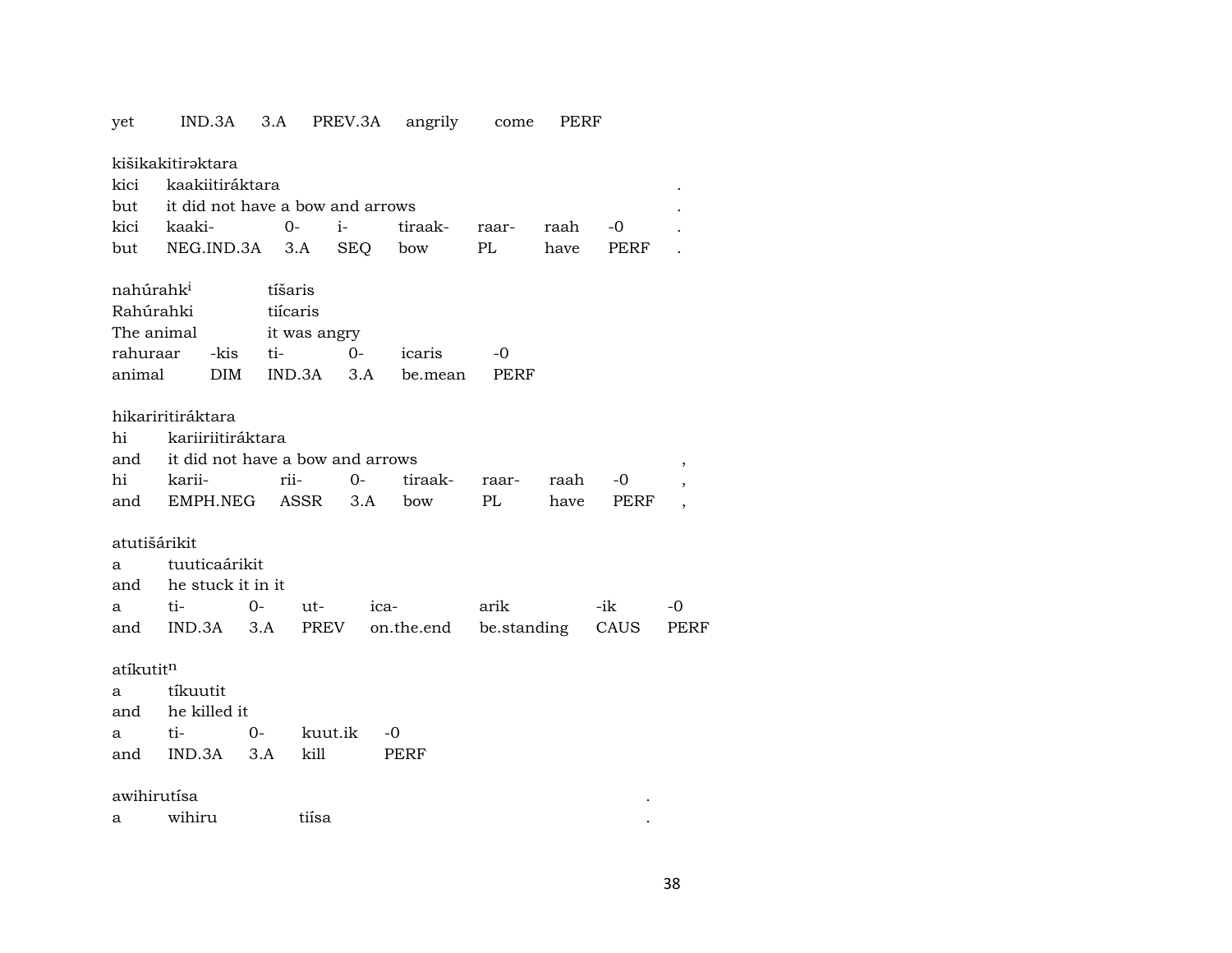yet IND.3A 3.A PREV.3A angrily come PERF

kišikakitirəktara

| | | | | | | | | |
|---|---|---|---|---|---|---|---|---|
| kici | kaakiitiráktara | | | | | | | . |
| but | it did not have a bow and arrows | | | | | | | . |
| kici | kaaki- | 0- | i- | tiraak- | raar- | raah | -0 | . |
| but | NEG.IND.3A | 3.A | SEQ | bow | PL | have | PERF | . |

| | | | | | |
|---|---|---|---|---|---|
| nahúrahk[i] | | tíšaris | | | |
| Rahúrahki | | tiícaris | | | |
| The animal | | it was angry | | | |
| rahuraar | -kis | ti- | 0- | icaris | -0 |
| animal | DIM | IND.3A | 3.A | be.mean | PERF |

hikaririitiráktara

| | | | | | | | | |
|---|---|---|---|---|---|---|---|---|
| hi | kariiriitiráktara | | | | | | | |
| and | it did not have a bow and arrows | | | | | | | , |
| hi | karii- | rii- | 0- | tiraak- | raar- | raah | -0 | , |
| and | EMPH.NEG | ASSR | 3.A | bow | PL | have | PERF | , |

atutišárikit

| | | | | | | | |
|---|---|---|---|---|---|---|---|
| a | tuuticaárikit | | | | | | |
| and | he stuck it in it | | | | | | |
| a | ti- | 0- | ut- | ica- | arik | -ik | -0 |
| and | IND.3A | 3.A | PREV | on.the.end | be.standing | CAUS | PERF |

atíkutit[n]

| | | | | |
|---|---|---|---|---|
| a | tíkuutit | | | |
| and | he killed it | | | |
| a | ti- | 0- | kuut.ik | -0 |
| and | IND.3A | 3.A | kill | PERF |

awihirutísa .

a wihiru tiísa .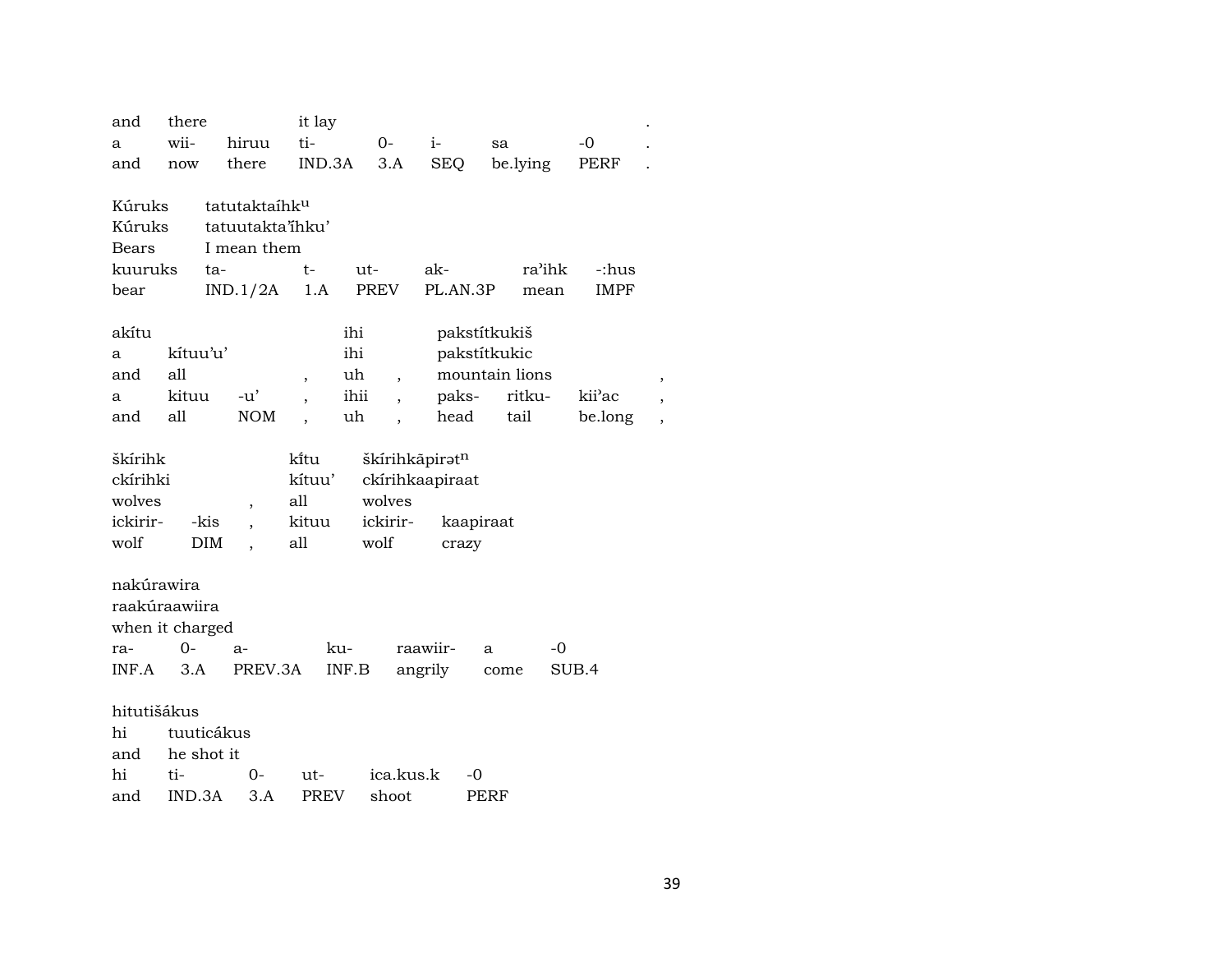| and | there | | it lay | | | | | . |
|---|---|---|---|---|---|---|---|---|
| a | wii- | hiruu | ti- | 0- | i- | sa | -0 | . |
| and | now | there | IND.3A | 3.A | SEQ | be.lying | PERF | . |

| Kúruks | tatutaktaíhk^u | | | | | |
|---|---|---|---|---|---|---|
| Kúruks | tatuutakta'ihku' | | | | | |
| Bears | I mean them | | | | | |
| kuuruks | ta- | t- | ut- | ak- | ra'ihk | -:hus |
| bear | IND.1/2A | 1.A | PREV | PL.AN.3P | mean | IMPF |

| akítu | | | | ihi | | pakstítkukiš | | | |
|---|---|---|---|---|---|---|---|---|---|
| a | kítuu'u' | | | ihi | | pakstítkukic | | | |
| and | all | | , | uh | , | mountain lions | | | , |
| a | kituu | -u' | , | ihii | , | paks- | ritku- | kii'ac | , |
| and | all | NOM | , | uh | , | head | tail | be.long | , |

| škírihk | | | kĩtu | škírihkãpirət^n | |
|---|---|---|---|---|---|
| ckírihki | | | kítuu' | ckírihkaapiraat | |
| wolves | | , | all | wolves | |
| ickirir- | -kis | , | kituu | ickirir- | kaapiraat |
| wolf | DIM | , | all | wolf | crazy |

| nakúrawira | | | | | | |
|---|---|---|---|---|---|---|
| raakúraawiira | | | | | | |
| when it charged | | | | | | |
| ra- | 0- | a- | ku- | raawiir- | a | -0 |
| INF.A | 3.A | PREV.3A | INF.B | angrily | come | SUB.4 |

| hitutišákus | | | | | |
|---|---|---|---|---|---|
| hi | tuuticákus | | | | |
| and | he shot it | | | | |
| hi | ti- | 0- | ut- | ica.kus.k | -0 |
| and | IND.3A | 3.A | PREV | shoot | PERF |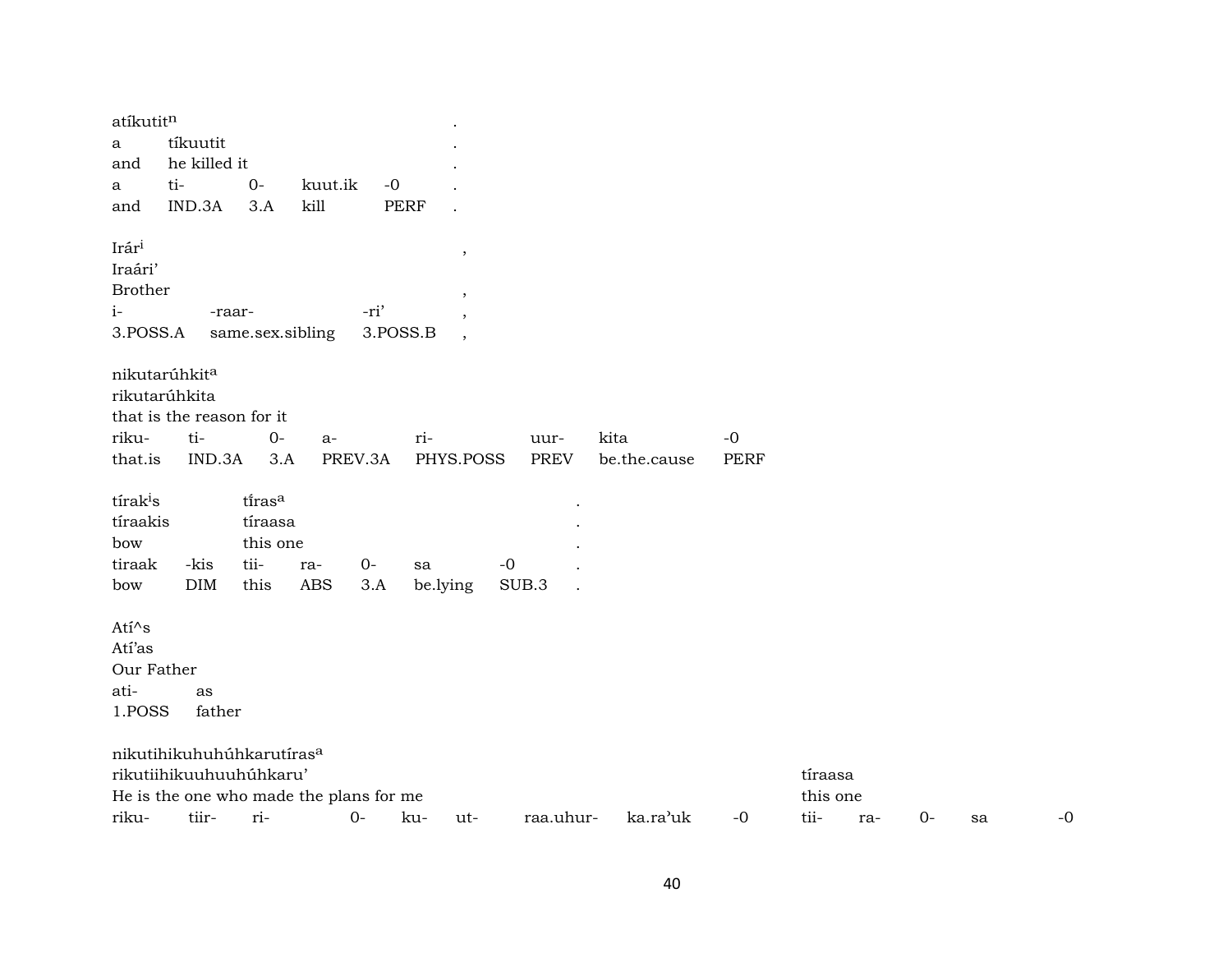atíkutit$^{n}$ .
a tíkuutit .
and he killed it .

| a | ti- | 0- | kuut.ik | -0 | . |
|---|---|---|---|---|---|
| and | IND.3A | 3.A | kill | PERF | . |

Irár$^{i}$ ,
Iraári'
Brother ,

| i- | -raar- | -ri' | , |
|---|---|---|---|
| 3.POSS.A | same.sex.sibling | 3.POSS.B | , |

nikutarúhkit$^{a}$
rikutarúhkita
that is the reason for it

| riku- | ti- | 0- | a- | ri- | uur- | kita | -0 |
|---|---|---|---|---|---|---|---|
| that.is | IND.3A | 3.A | PREV.3A | PHYS.POSS | PREV | be.the.cause | PERF |

tírak$^{i}$s tíras$^{a}$ .
tíraakis tíraasa .
bow this one .

| tiraak | -kis | tii- | ra- | 0- | sa | -0 | . |
|---|---|---|---|---|---|---|---|
| bow | DIM | this | ABS | 3.A | be.lying | SUB.3 | . |

Atí^s
Atí'as
Our Father

| ati- | as |
|---|---|
| 1.POSS | father |

nikutihikuhuhúhkarutíras$^{a}$
rikutiihikuuhuuhúhkaru' tíraasa
He is the one who made the plans for me this one

| riku- | tiir- | ri- | 0- | ku- | ut- | raa.uhur- | ka.ra'uk | -0 | tii- | ra- | 0- | sa | -0 |
|---|---|---|---|---|---|---|---|---|---|---|---|---|---|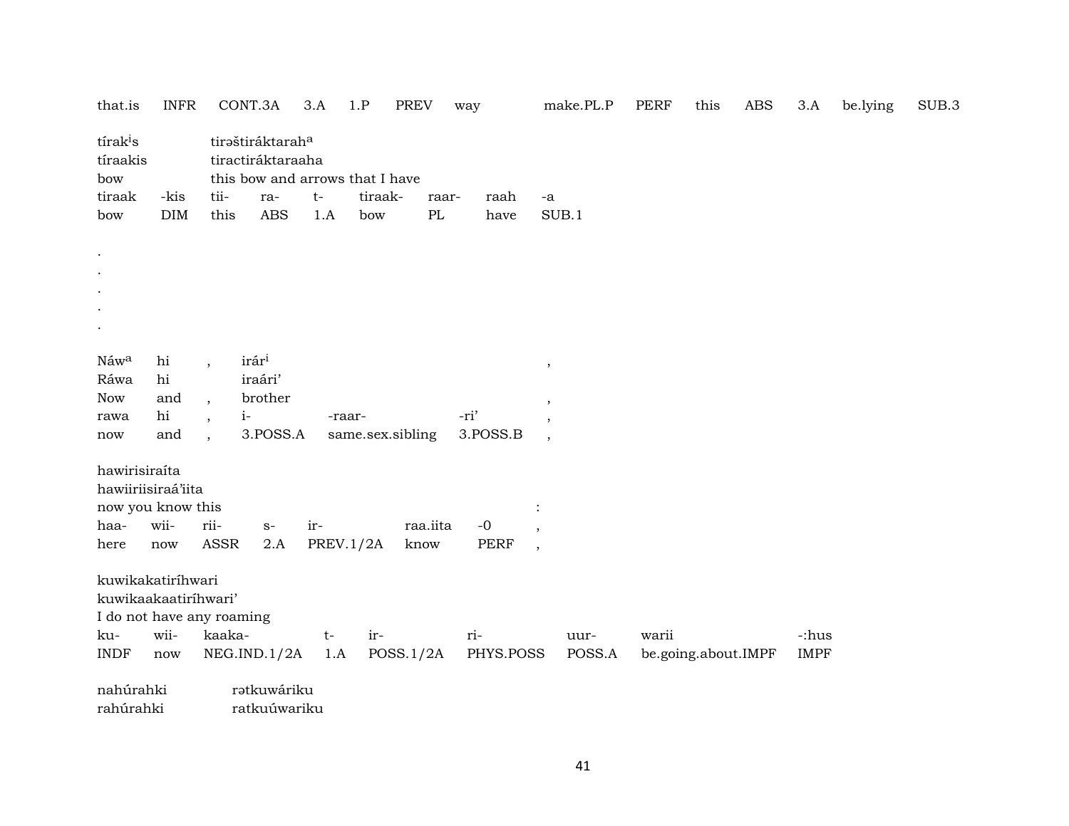| that.is | INFR | CONT.3A | 3.A | 1.P | PREV | way | make.PL.P | PERF | this | ABS | 3.A | be.lying | SUB.3 |
|---|---|---|---|---|---|---|---|---|---|---|---|---|---|

tírak[i]s tirəštiráktarah[a]
tíraakis tiractiráktaraaha
bow this bow and arrows that I have

| tiraak | -kis | tii- | ra- | t- | tiraak- | raar- | raah | -a |
|---|---|---|---|---|---|---|---|---|
| bow | DIM | this | ABS | 1.A | bow | PL | have | SUB.1 |

.
.
.
.
.

Náw[a] hi , irár[i] ,
Ráwa hi iraári'
Now and , brother ,

| rawa | hi | , | i- | -raar- | -ri' | , |
|---|---|---|---|---|---|---|
| now | and | , | 3.POSS.A | same.sex.sibling | 3.POSS.B | , |

hawirisiraíta
hawiiriisiraá'iita
now you know this :

| haa- | wii- | rii- | s- | ir- | raa.iita | -0 | , |
|---|---|---|---|---|---|---|---|
| here | now | ASSR | 2.A | PREV.1/2A | know | PERF | , |

kuwikakatiríhwari
kuwikaakaatiríhwari'
I do not have any roaming

| ku- | wii- | kaaka- | t- | ir- | ri- | uur- | warii | -:hus |
|---|---|---|---|---|---|---|---|---|
| INDF | now | NEG.IND.1/2A | 1.A | POSS.1/2A | PHYS.POSS | POSS.A | be.going.about.IMPF | IMPF |

nahúrahki rətkuwáriku
rahúrahki ratkuúwariku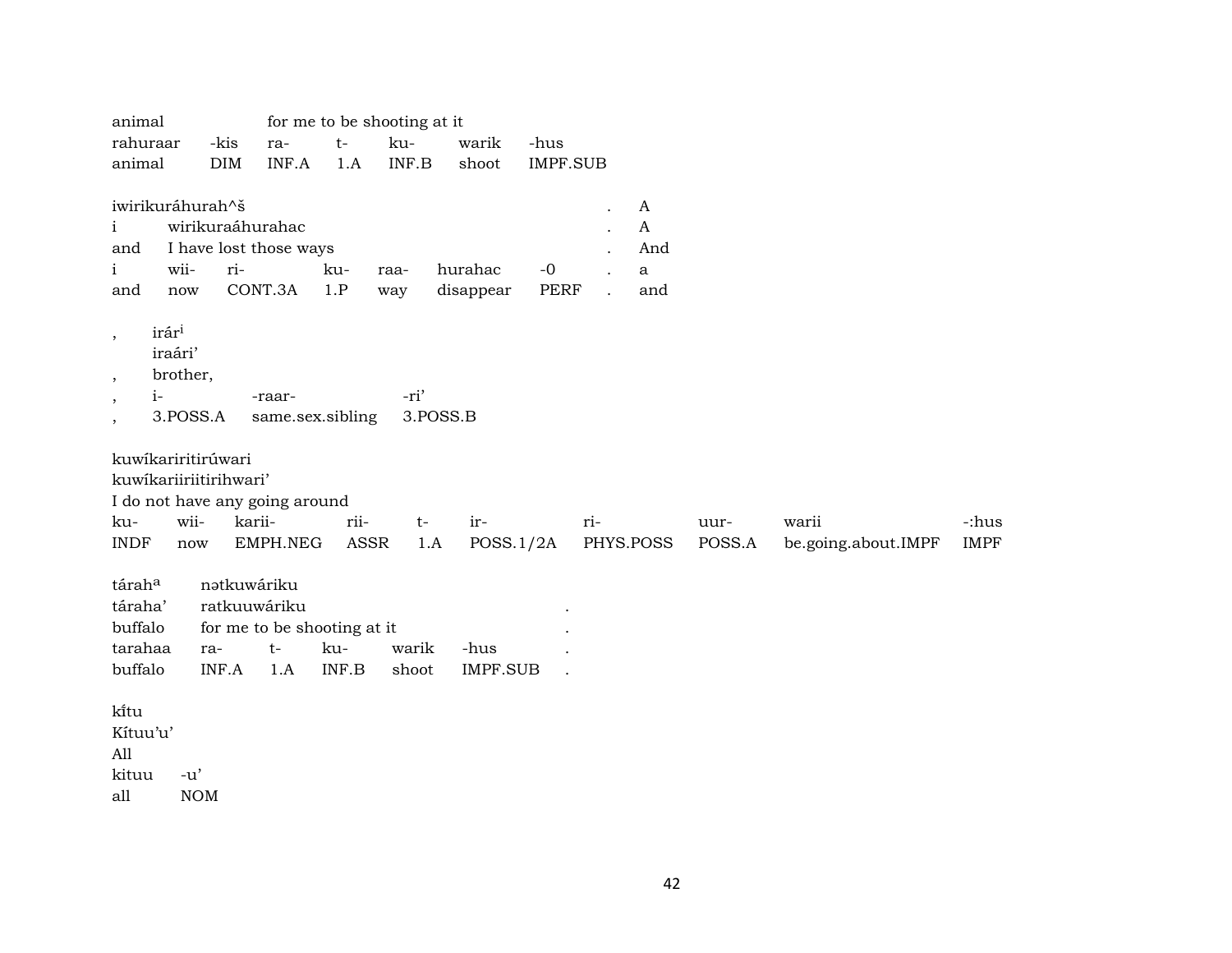animal&nbsp;&nbsp;&nbsp;&nbsp;&nbsp;&nbsp;&nbsp;&nbsp;for me to be shooting at it

| rahuraar | -kis | ra- | t- | ku- | warik | -hus |
|---|---|---|---|---|---|---|
| animal | DIM | INF.A | 1.A | INF.B | shoot | IMPF.SUB |

iwirikuráhurah^š . A
i wirikuraáhurahac . A
and I have lost those ways . And

| i | wii- | ri- | ku- | raa- | hurahac | -0 | . | a |
|---|---|---|---|---|---|---|---|---|
| and | now | CONT.3A | 1.P | way | disappear | PERF | . | and |

, irár[i]
iraári'
, brother,

| , | i- | -raar- | -ri' |
|---|---|---|---|
| , | 3.POSS.A | same.sex.sibling | 3.POSS.B |

kuwíkariritirúwari
kuwíkariiriitirihwari'
I do not have any going around

| ku- | wii- | karii- | rii- | t- | ir- | ri- | uur- | warii | -:hus |
|---|---|---|---|---|---|---|---|---|---|
| INDF | now | EMPH.NEG | ASSR | 1.A | POSS.1/2A | PHYS.POSS | POSS.A | be.going.about.IMPF | IMPF |

tárah[a] nətkuwáriku
táraha' ratkuuwáriku .
buffalo for me to be shooting at it .

| tarahaa | ra- | t- | ku- | warik | -hus | . |
|---|---|---|---|---|---|---|
| buffalo | INF.A | 1.A | INF.B | shoot | IMPF.SUB | . |

kı̃́tu
Kítuu'u'
All

| kituu | -u' |
|---|---|
| all | NOM |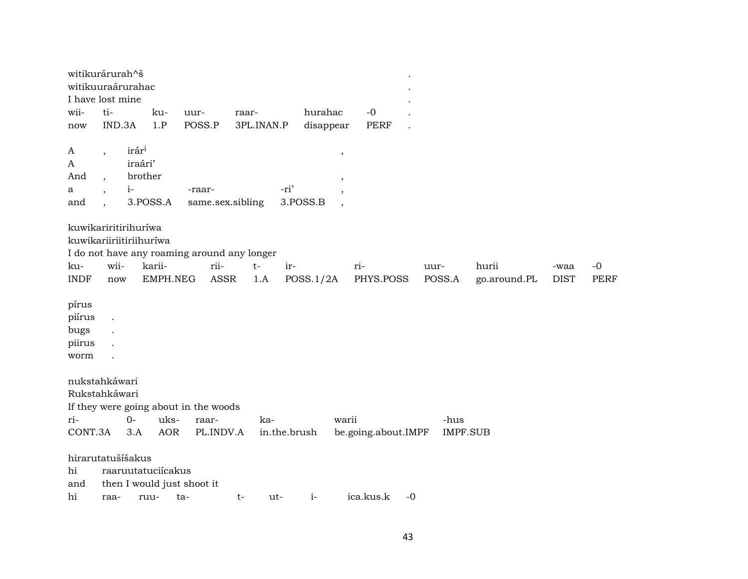witikurárurah^š .
witikuuraárurahac .
I have lost mine .

| wii- | ti- | ku- | uur- | raar- | hurahac | -0 | . |
|---|---|---|---|---|---|---|---|
| now | IND.3A | 1.P | POSS.P | 3PL.INAN.P | disappear | PERF | . |

A , irár[i] ,
A iraári'
And , brother ,

| a | , | i- | -raar- | -ri' | , |
|---|---|---|---|---|---|
| and | , | 3.POSS.A | same.sex.sibling | 3.POSS.B | , |

kuwikariritirihuríwa
kuwikariiriitiriihuríwa
I do not have any roaming around any longer

| ku- | wii- | karii- | rii- | t- | ir- | ri- | uur- | hurii | -waa | -0 |
|---|---|---|---|---|---|---|---|---|---|---|
| INDF | now | EMPH.NEG | ASSR | 1.A | POSS.1/2A | PHYS.POSS | POSS.A | go.around.PL | DIST | PERF |

pírus
piírus .
bugs .
piirus .
worm .

nukstahkáwari
Rukstahkáwari
If they were going about in the woods

| ri- | 0- | uks- | raar- | ka- | warii | -hus |
|---|---|---|---|---|---|---|
| CONT.3A | 3.A | AOR | PL.INDV.A | in.the.brush | be.going.about.IMPF | IMPF.SUB |

hirarutatušíšakus
hi raaruutatuciícakus
and then I would just shoot it

| hi | raa- | ruu- | ta- | t- | ut- | i- | ica.kus.k | -0 |
|---|---|---|---|---|---|---|---|---|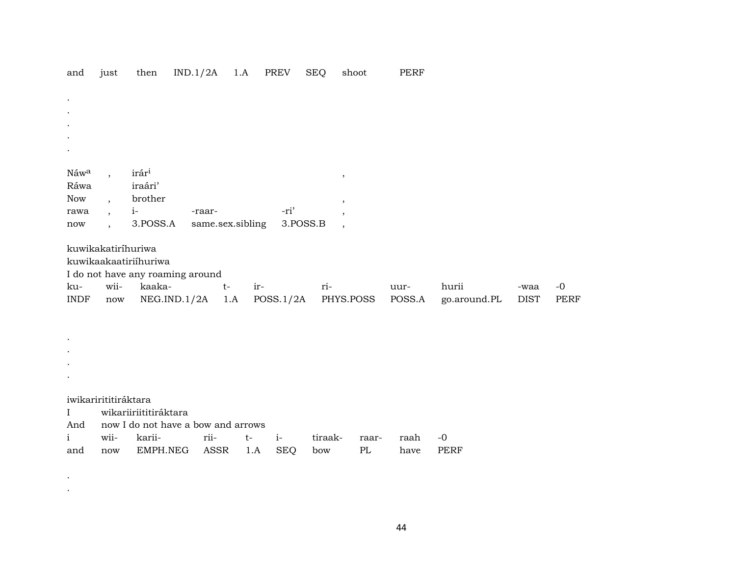and just then IND.1/2A 1.A PREV SEQ shoot PERF

.
.
.
.
.

Náw^a , irár^i ,
Ráwa iraári'
Now , brother ,

| rawa | , | i- | -raar- | -ri' | , |
|---|---|---|---|---|---|
| now | , | 3.POSS.A | same.sex.sibling | 3.POSS.B | , |

kuwikakatiríhuriwa
kuwikaakaatiriíhuriwa
I do not have any roaming around

| ku- | wii- | kaaka- | t- | ir- | ri- | uur- | hurii | -waa | -0 |
|---|---|---|---|---|---|---|---|---|---|
| INDF | now | NEG.IND.1/2A | 1.A | POSS.1/2A | PHYS.POSS | POSS.A | go.around.PL | DIST | PERF |

.
.
.
.

iwikarirititiráktara
I wikariiriititiráktara
And now I do not have a bow and arrows

| i | wii- | karii- | rii- | t- | i- | tiraak- | raar- | raah | -0 |
|---|---|---|---|---|---|---|---|---|---|
| and | now | EMPH.NEG | ASSR | 1.A | SEQ | bow | PL | have | PERF |

.
.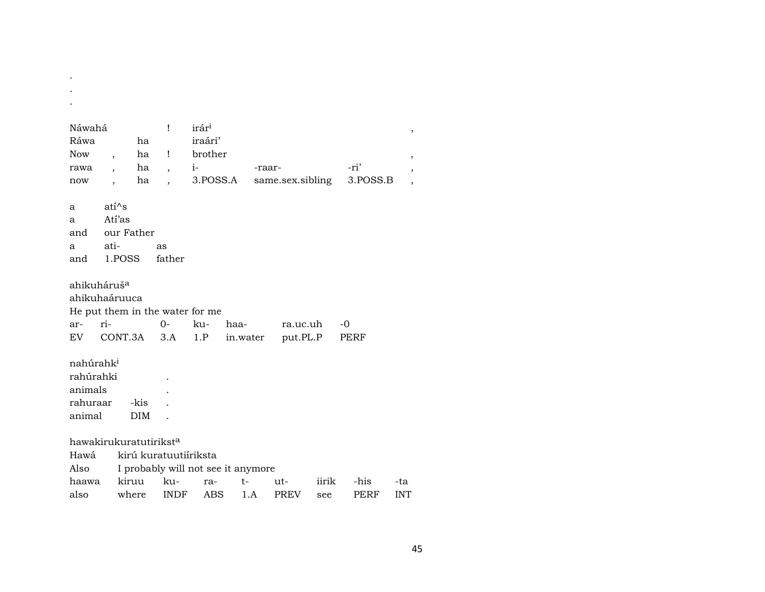.
.
.

| Náwahá | | ! | irár[i] | | | , |
|---|---|---|---|---|---|---|
| Ráwa | | ha | iraári' | | | |
| Now | , | ha | ! | brother | | , |
| rawa | , | ha | , | i- | -raar- | -ri' | , |
| now | , | ha | , | 3.POSS.A | same.sex.sibling | 3.POSS.B | , |

| a | atí^s | |
|---|---|---|
| a | Atí'as | |
| and | our Father | |
| a | ati- | as |
| and | 1.POSS | father |

| ahikuháruš[a] | | | | | | |
|---|---|---|---|---|---|---|
| ahikuhaáruuca | | | | | | |
| He put them in the water for me | | | | | | |
| ar- | ri- | 0- | ku- | haa- | ra.uc.uh | -0 |
| EV | CONT.3A | 3.A | 1.P | in.water | put.PL.P | PERF |

| nahúrahk[i] | | |
|---|---|---|
| rahúrahki | | . |
| animals | | . |
| rahuraar | -kis | . |
| animal | DIM | . |

| hawakirukuratutirikst[a] | | | | | | | | |
|---|---|---|---|---|---|---|---|---|
| Hawá | kirú kuratuutiíriksta | | | | | | | |
| Also | I probably will not see it anymore | | | | | | | |
| haawa | kiruu | ku- | ra- | t- | ut- | iirik | -his | -ta |
| also | where | INDF | ABS | 1.A | PREV | see | PERF | INT |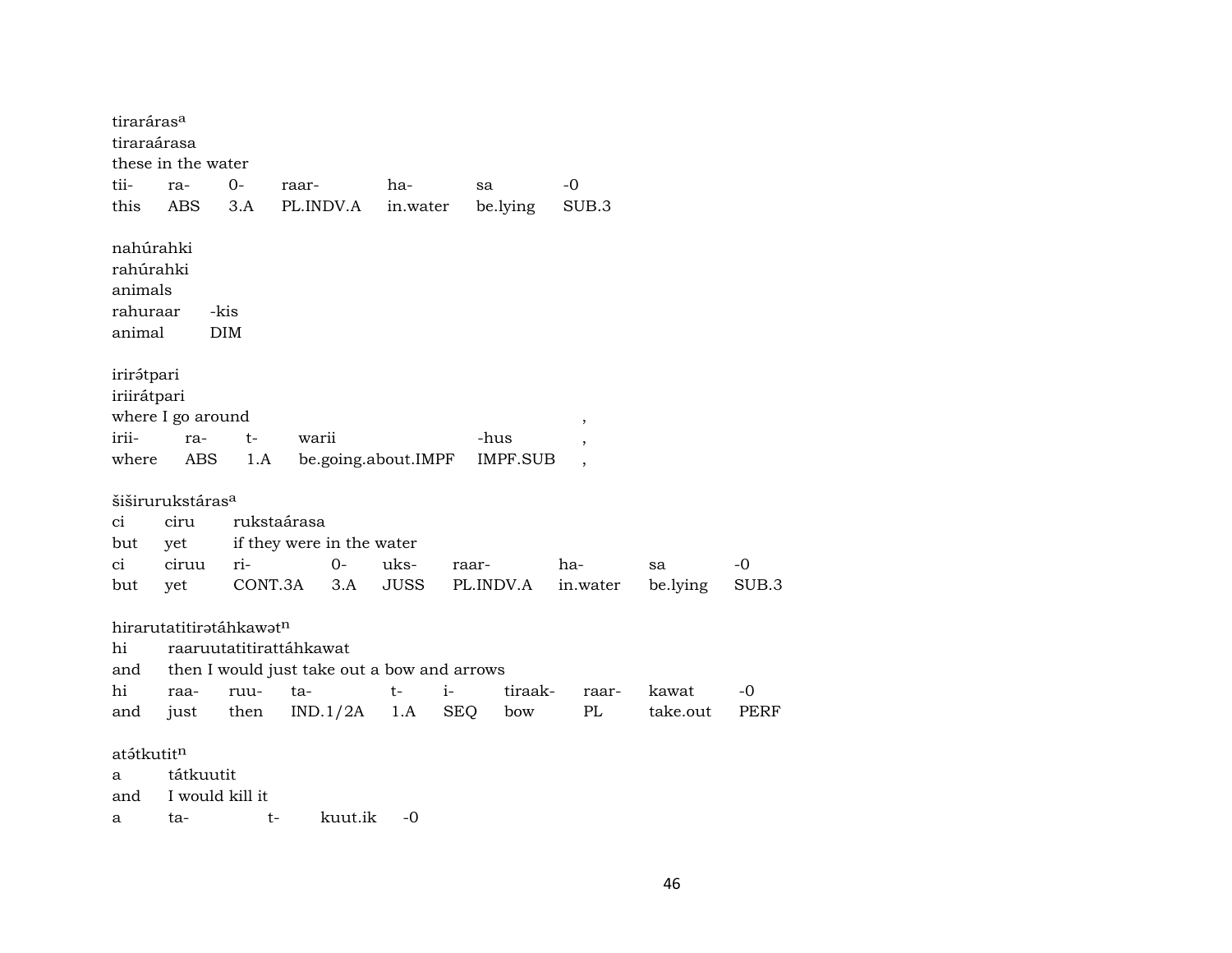tiraráras[a]
tiraraárasa
these in the water

| tii- | ra- | 0- | raar- | ha- | sa | -0 |
|---|---|---|---|---|---|---|
| this | ABS | 3.A | PL.INDV.A | in.water | be.lying | SUB.3 |

nahúrahki
rahúrahki
animals

| rahuraar | -kis |
|---|---|
| animal | DIM |

irirə́tpari
iriirátpari
where I go around ,

| irii- | ra- | t- | warii | -hus | , |
|---|---|---|---|---|---|
| where | ABS | 1.A | be.going.about.IMPF | IMPF.SUB | , |

šiširurukstáras[a]

| ci | ciru | rukstaárasa |
|---|---|---|
| but | yet | if they were in the water |

| ci | ciruu | ri- | 0- | uks- | raar- | ha- | sa | -0 |
|---|---|---|---|---|---|---|---|---|
| but | yet | CONT.3A | 3.A | JUSS | PL.INDV.A | in.water | be.lying | SUB.3 |

hirarutatitirətáhkawət[n]

| hi | raaruutatitirattáhkawat |
|---|---|
| and | then I would just take out a bow and arrows |

| hi | raa- | ruu- | ta- | t- | i- | tiraak- | raar- | kawat | -0 |
|---|---|---|---|---|---|---|---|---|---|
| and | just | then | IND.1/2A | 1.A | SEQ | bow | PL | take.out | PERF |

atə́tkutit[n]

| a | tátkuutit |
|---|---|
| and | I would kill it |

| a | ta- | t- | kuut.ik | -0 |
|---|---|---|---|---|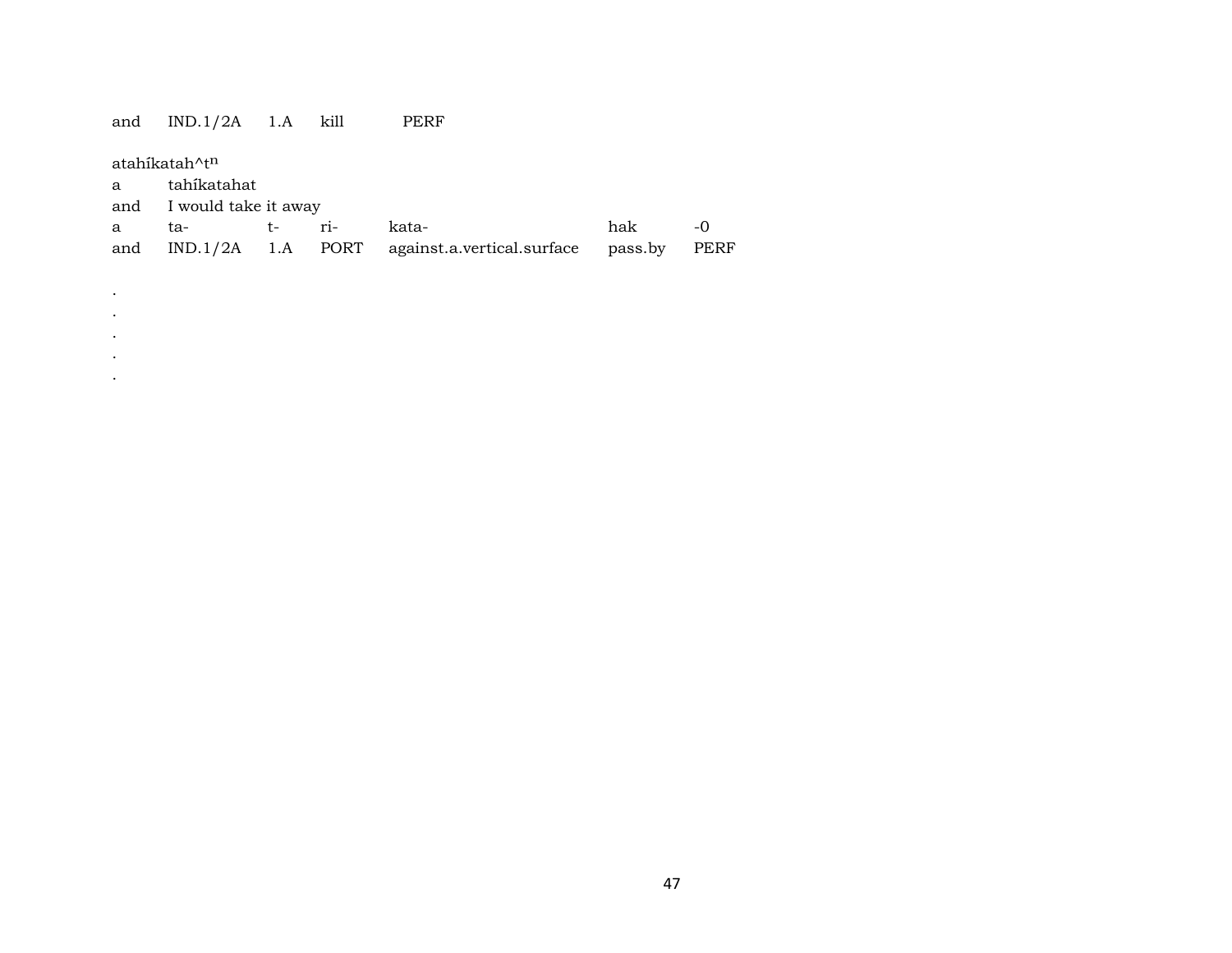| | | | | |
|---|---|---|---|---|
| and | IND.1/2A | 1.A | kill | PERF |

atahíkatah^t$^{n}$

| | | | | | | |
|---|---|---|---|---|---|---|
| a | tahíkatahat | | | | | |
| and | I would take it away | | | | | |
| a | ta- | t- | ri- | kata- | hak | -0 |
| and | IND.1/2A | 1.A | PORT | against.a.vertical.surface | pass.by | PERF |

.

.

.

.

.